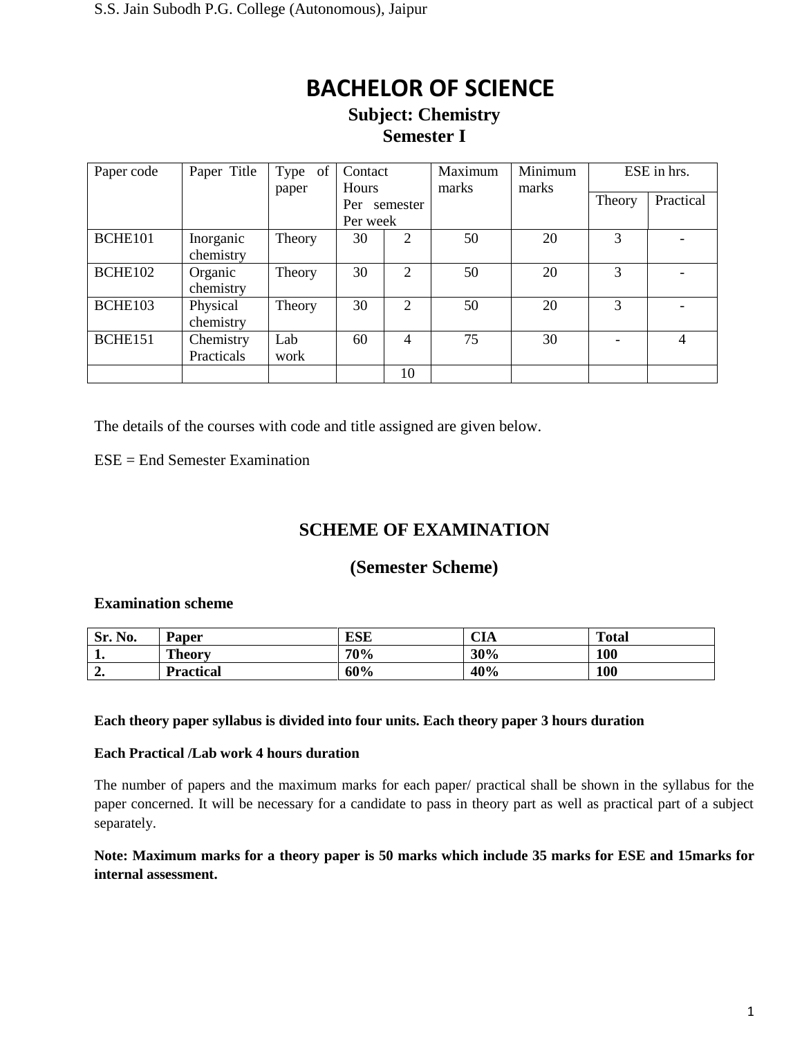# BACHELOR OF SCIENCE

## Subject: Chemistry

## Semester I

| Paper code | Paper Title | Type of paper | Contact Hours Per semester | Per week | Maximum marks | Minimum marks | ESE in hrs. | |
|---|---|---|---|---|---|---|---|---|
| | | | | | | | Theory | Practical |
| BCHE101 | Inorganic chemistry | Theory | 30 | 2 | 50 | 20 | 3 | - |
| BCHE102 | Organic chemistry | Theory | 30 | 2 | 50 | 20 | 3 | - |
| BCHE103 | Physical chemistry | Theory | 30 | 2 | 50 | 20 | 3 | - |
| BCHE151 | Chemistry Practicals | Lab work | 60 | 4 | 75 | 30 | - | 4 |
| | | | | 10 | | | | |

The details of the courses with code and title assigned are given below.

ESE = End Semester Examination

## SCHEME OF EXAMINATION

### (Semester Scheme)

**Examination scheme**

| Sr. No. | Paper | ESE | CIA | Total |
|---|---|---|---|---|
| 1. | Theory | 70% | 30% | 100 |
| 2. | Practical | 60% | 40% | 100 |

**Each theory paper syllabus is divided into four units. Each theory paper 3 hours duration**

**Each Practical /Lab work 4 hours duration**

The number of papers and the maximum marks for each paper/ practical shall be shown in the syllabus for the paper concerned. It will be necessary for a candidate to pass in theory part as well as practical part of a subject separately.

**Note: Maximum marks for a theory paper is 50 marks which include 35 marks for ESE and 15marks for internal assessment.**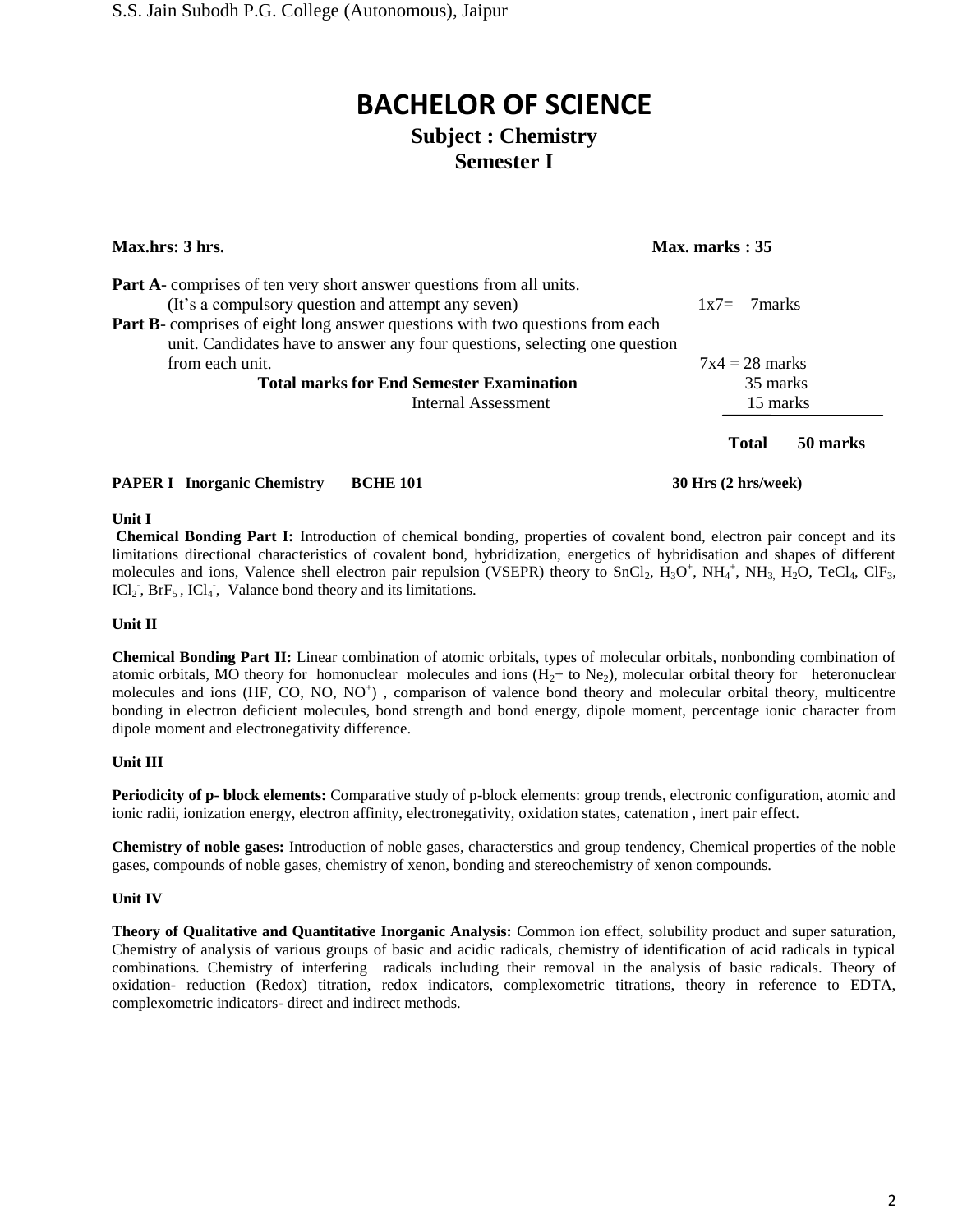# BACHELOR OF SCIENCE

## Subject : Chemistry

## Semester I

**Max.hrs: 3 hrs.** **Max. marks : 35**

| | |
|---|---|
| **Part A**- comprises of ten very short answer questions from all units. (It's a compulsory question and attempt any seven) | 1x7= 7marks |
| **Part B**- comprises of eight long answer questions with two questions from each unit. Candidates have to answer any four questions, selecting one question from each unit. | 7x4 = 28 marks |
| **Total marks for End Semester Examination** | 35 marks |
| Internal Assessment | 15 marks |
| **Total** | **50 marks** |

**PAPER I Inorganic Chemistry BCHE 101** **30 Hrs (2 hrs/week)**

**Unit I**

**Chemical Bonding Part I:** Introduction of chemical bonding, properties of covalent bond, electron pair concept and its limitations directional characteristics of covalent bond, hybridization, energetics of hybridisation and shapes of different molecules and ions, Valence shell electron pair repulsion (VSEPR) theory to $SnCl_2$, $H_3O^+$, $NH_4^+$, $NH_3$, $H_2O$, $TeCl_4$, $ClF_3$, $ICl_2^-$, $BrF_5$, $ICl_4^-$, Valance bond theory and its limitations.

**Unit II**

**Chemical Bonding Part II:** Linear combination of atomic orbitals, types of molecular orbitals, nonbonding combination of atomic orbitals, MO theory for homonuclear molecules and ions ($H_2$+ to $Ne_2$), molecular orbital theory for heteronuclear molecules and ions (HF, CO, NO, $NO^+$) , comparison of valence bond theory and molecular orbital theory, multicentre bonding in electron deficient molecules, bond strength and bond energy, dipole moment, percentage ionic character from dipole moment and electronegativity difference.

**Unit III**

**Periodicity of p- block elements:** Comparative study of p-block elements: group trends, electronic configuration, atomic and ionic radii, ionization energy, electron affinity, electronegativity, oxidation states, catenation , inert pair effect.

**Chemistry of noble gases:** Introduction of noble gases, characterstics and group tendency, Chemical properties of the noble gases, compounds of noble gases, chemistry of xenon, bonding and stereochemistry of xenon compounds.

**Unit IV**

**Theory of Qualitative and Quantitative Inorganic Analysis:** Common ion effect, solubility product and super saturation, Chemistry of analysis of various groups of basic and acidic radicals, chemistry of identification of acid radicals in typical combinations. Chemistry of interfering radicals including their removal in the analysis of basic radicals. Theory of oxidation- reduction (Redox) titration, redox indicators, complexometric titrations, theory in reference to EDTA, complexometric indicators- direct and indirect methods.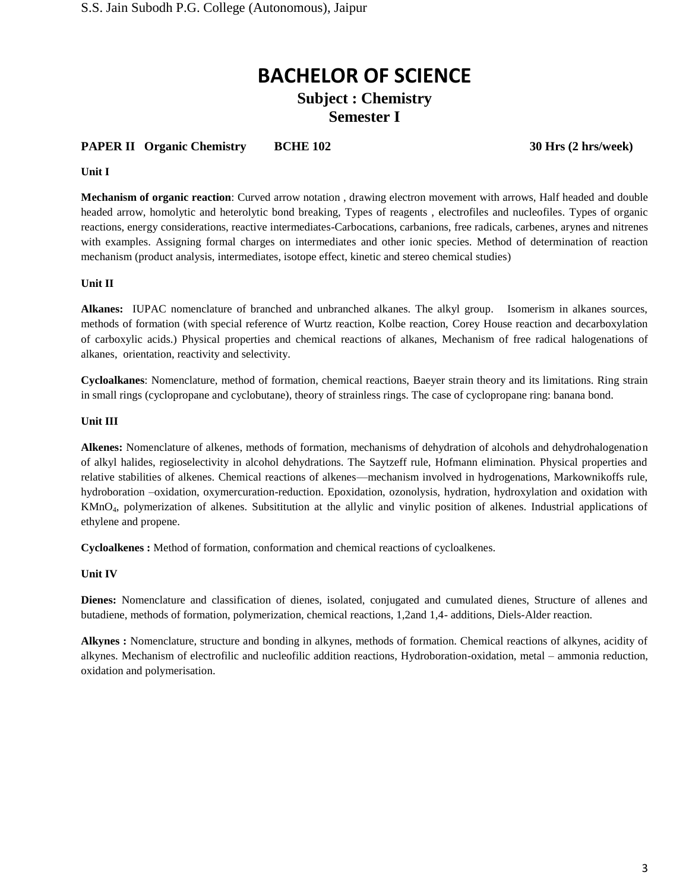# BACHELOR OF SCIENCE

## Subject : Chemistry

## Semester I

**PAPER II Organic Chemistry BCHE 102 30 Hrs (2 hrs/week)**

**Unit I**

**Mechanism of organic reaction**: Curved arrow notation , drawing electron movement with arrows, Half headed and double headed arrow, homolytic and heterolytic bond breaking, Types of reagents , electrofiles and nucleofiles. Types of organic reactions, energy considerations, reactive intermediates-Carbocations, carbanions, free radicals, carbenes, arynes and nitrenes with examples. Assigning formal charges on intermediates and other ionic species. Method of determination of reaction mechanism (product analysis, intermediates, isotope effect, kinetic and stereo chemical studies)

**Unit II**

**Alkanes:** IUPAC nomenclature of branched and unbranched alkanes. The alkyl group. Isomerism in alkanes sources, methods of formation (with special reference of Wurtz reaction, Kolbe reaction, Corey House reaction and decarboxylation of carboxylic acids.) Physical properties and chemical reactions of alkanes, Mechanism of free radical halogenations of alkanes, orientation, reactivity and selectivity.

**Cycloalkanes**: Nomenclature, method of formation, chemical reactions, Baeyer strain theory and its limitations. Ring strain in small rings (cyclopropane and cyclobutane), theory of strainless rings. The case of cyclopropane ring: banana bond.

**Unit III**

**Alkenes:** Nomenclature of alkenes, methods of formation, mechanisms of dehydration of alcohols and dehydrohalogenation of alkyl halides, regioselectivity in alcohol dehydrations. The Saytzeff rule, Hofmann elimination. Physical properties and relative stabilities of alkenes. Chemical reactions of alkenes—mechanism involved in hydrogenations, Markownikoffs rule, hydroboration –oxidation, oxymercuration-reduction. Epoxidation, ozonolysis, hydration, hydroxylation and oxidation with $KMnO_4$, polymerization of alkenes. Subsititution at the allylic and vinylic position of alkenes. Industrial applications of ethylene and propene.

**Cycloalkenes :** Method of formation, conformation and chemical reactions of cycloalkenes.

**Unit IV**

**Dienes:** Nomenclature and classification of dienes, isolated, conjugated and cumulated dienes, Structure of allenes and butadiene, methods of formation, polymerization, chemical reactions, 1,2and 1,4- additions, Diels-Alder reaction.

**Alkynes :** Nomenclature, structure and bonding in alkynes, methods of formation. Chemical reactions of alkynes, acidity of alkynes. Mechanism of electrofilic and nucleofilic addition reactions, Hydroboration-oxidation, metal – ammonia reduction, oxidation and polymerisation.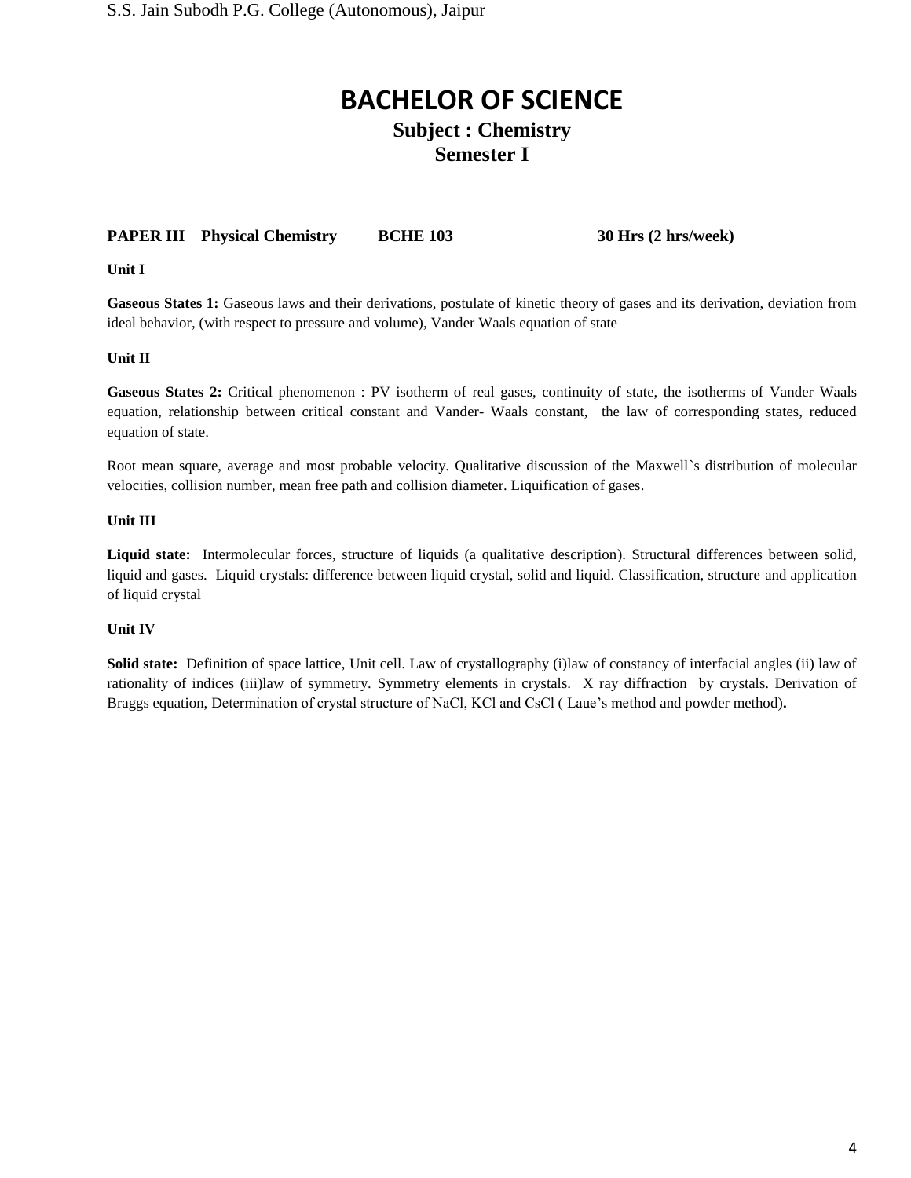# BACHELOR OF SCIENCE

## Subject : Chemistry

## Semester I

**PAPER III Physical Chemistry BCHE 103 30 Hrs (2 hrs/week)**

**Unit I**

**Gaseous States 1:** Gaseous laws and their derivations, postulate of kinetic theory of gases and its derivation, deviation from ideal behavior, (with respect to pressure and volume), Vander Waals equation of state

**Unit II**

**Gaseous States 2:** Critical phenomenon : PV isotherm of real gases, continuity of state, the isotherms of Vander Waals equation, relationship between critical constant and Vander- Waals constant, the law of corresponding states, reduced equation of state.

Root mean square, average and most probable velocity. Qualitative discussion of the Maxwell`s distribution of molecular velocities, collision number, mean free path and collision diameter. Liquification of gases.

**Unit III**

**Liquid state:** Intermolecular forces, structure of liquids (a qualitative description). Structural differences between solid, liquid and gases. Liquid crystals: difference between liquid crystal, solid and liquid. Classification, structure and application of liquid crystal

**Unit IV**

**Solid state:** Definition of space lattice, Unit cell. Law of crystallography (i)law of constancy of interfacial angles (ii) law of rationality of indices (iii)law of symmetry. Symmetry elements in crystals. X ray diffraction by crystals. Derivation of Braggs equation, Determination of crystal structure of NaCl, KCl and CsCl ( Laue's method and powder method)**.**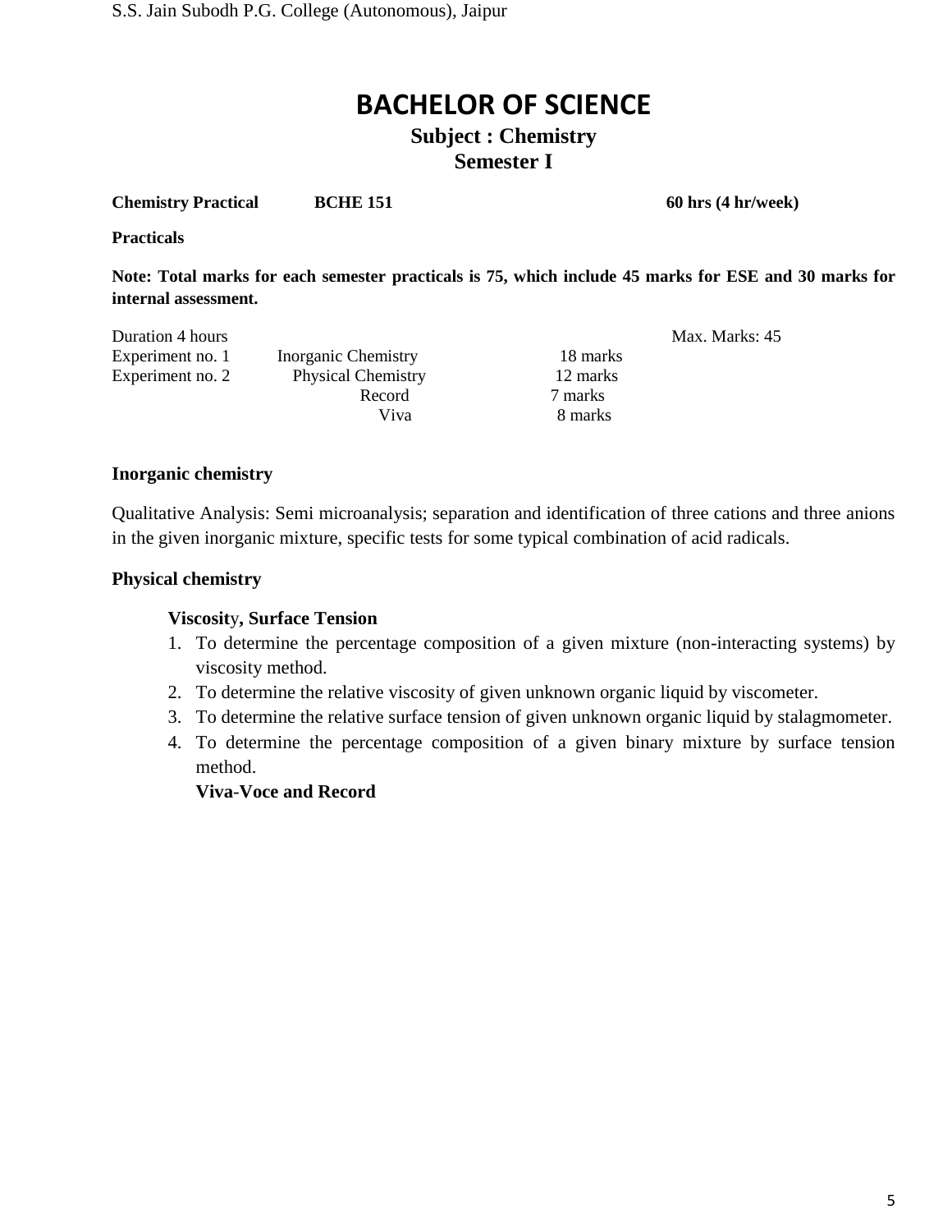# BACHELOR OF SCIENCE

## Subject : Chemistry

## Semester I

**Chemistry Practical** **BCHE 151** **60 hrs (4 hr/week)**

**Practicals**

**Note: Total marks for each semester practicals is 75, which include 45 marks for ESE and 30 marks for internal assessment.**

| Duration 4 hours | | | Max. Marks: 45 |
|---|---|---|---|
| Experiment no. 1 | Inorganic Chemistry | 18 marks | |
| Experiment no. 2 | Physical Chemistry | 12 marks | |
| | Record | 7 marks | |
| | Viva | 8 marks | |

### Inorganic chemistry

Qualitative Analysis: Semi microanalysis; separation and identification of three cations and three anions in the given inorganic mixture, specific tests for some typical combination of acid radicals.

### Physical chemistry

**Viscosity, Surface Tension**

1. To determine the percentage composition of a given mixture (non-interacting systems) by viscosity method.
2. To determine the relative viscosity of given unknown organic liquid by viscometer.
3. To determine the relative surface tension of given unknown organic liquid by stalagmometer.
4. To determine the percentage composition of a given binary mixture by surface tension method.

**Viva-Voce and Record**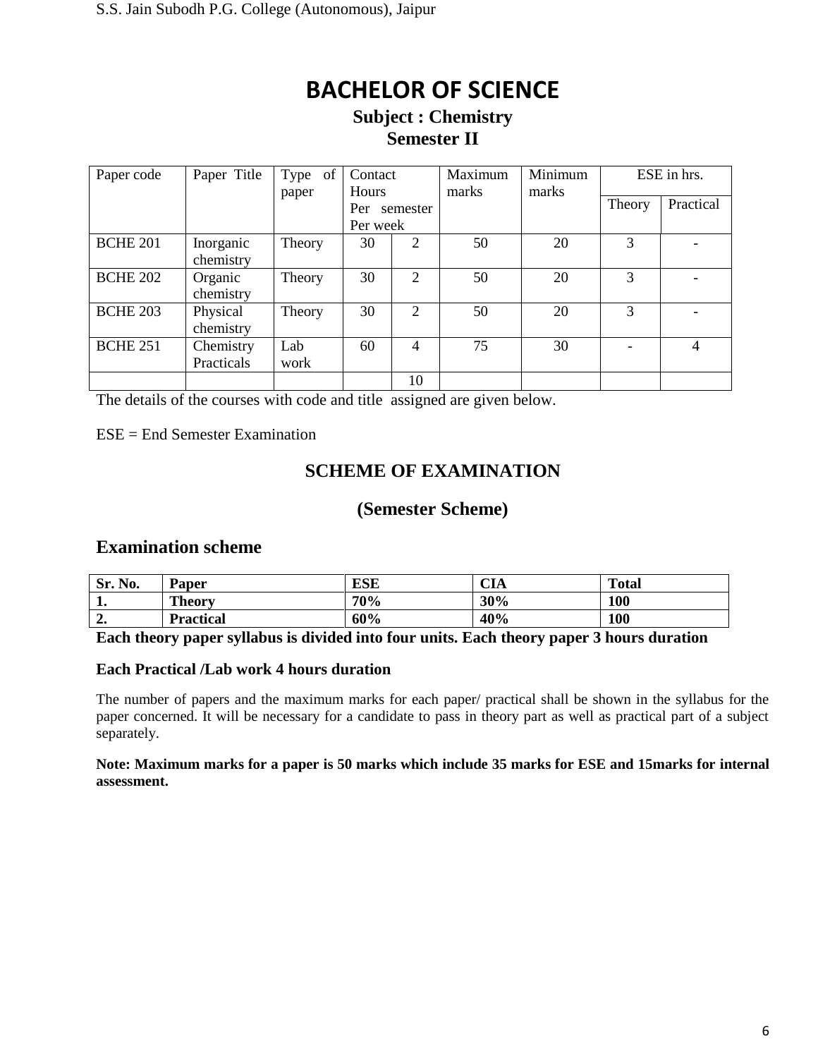# BACHELOR OF SCIENCE

## Subject : Chemistry

## Semester II

| Paper code | Paper Title | Type of paper | Contact Hours Per semester Per week | | Maximum marks | Minimum marks | ESE in hrs. | |
|---|---|---|---|---|---|---|---|---|
| | | | | | | | Theory | Practical |
| BCHE 201 | Inorganic chemistry | Theory | 30 | 2 | 50 | 20 | 3 | - |
| BCHE 202 | Organic chemistry | Theory | 30 | 2 | 50 | 20 | 3 | - |
| BCHE 203 | Physical chemistry | Theory | 30 | 2 | 50 | 20 | 3 | - |
| BCHE 251 | Chemistry Practicals | Lab work | 60 | 4 | 75 | 30 | - | 4 |
| | | | | 10 | | | | |

The details of the courses with code and title assigned are given below.

ESE = End Semester Examination

## SCHEME OF EXAMINATION

## (Semester Scheme)

## Examination scheme

| Sr. No. | Paper | ESE | CIA | Total |
|---|---|---|---|---|
| 1. | Theory | 70% | 30% | 100 |
| 2. | Practical | 60% | 40% | 100 |

**Each theory paper syllabus is divided into four units. Each theory paper 3 hours duration**

**Each Practical /Lab work 4 hours duration**

The number of papers and the maximum marks for each paper/ practical shall be shown in the syllabus for the paper concerned. It will be necessary for a candidate to pass in theory part as well as practical part of a subject separately.

**Note: Maximum marks for a paper is 50 marks which include 35 marks for ESE and 15marks for internal assessment.**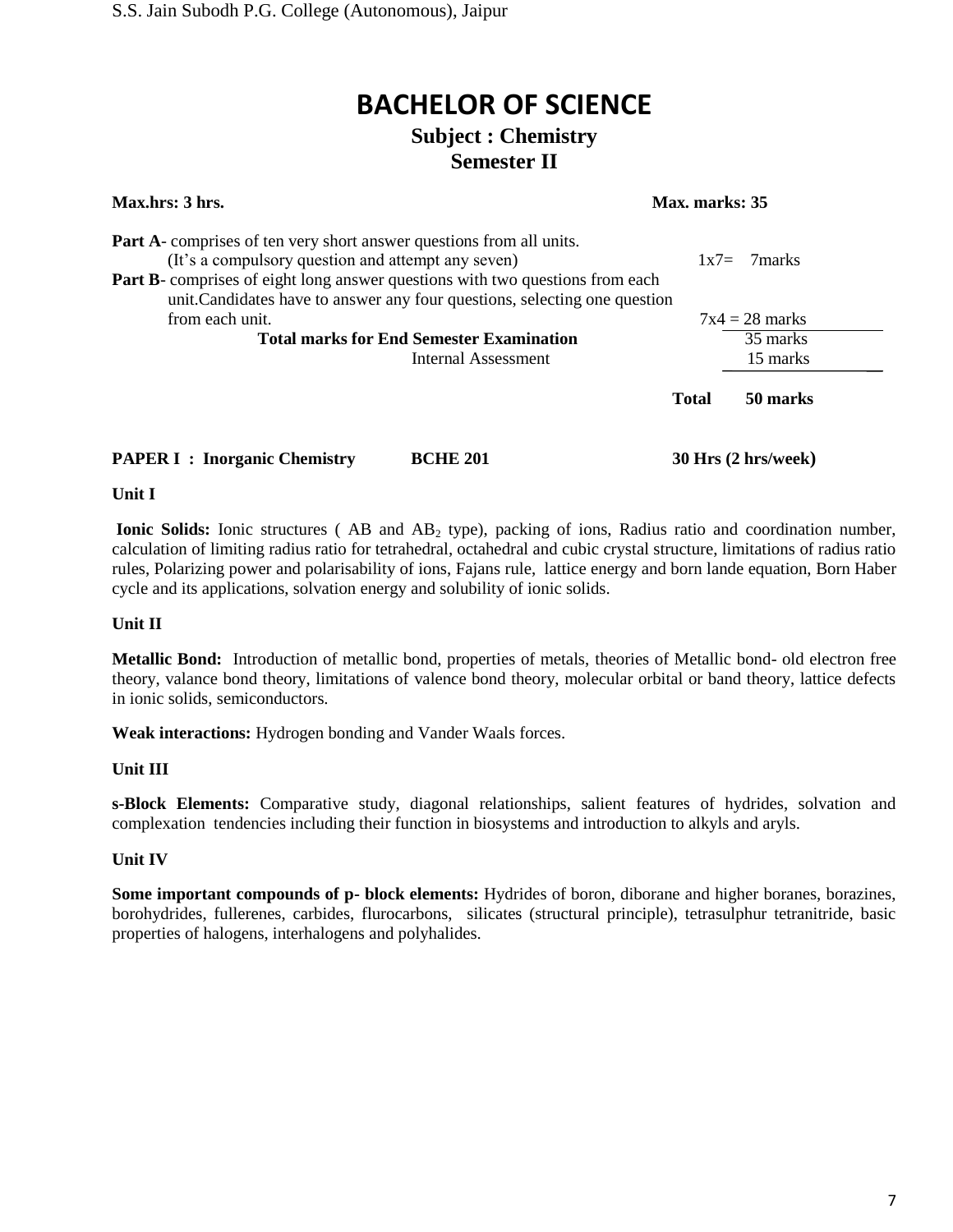# BACHELOR OF SCIENCE

## Subject : Chemistry

## Semester II

**Max.hrs: 3 hrs.** **Max. marks: 35**

**Part A**- comprises of ten very short answer questions from all units.
(It's a compulsory question and attempt any seven) 1x7= 7marks

**Part B**- comprises of eight long answer questions with two questions from each unit.Candidates have to answer any four questions, selecting one question from each unit. 7x4 = 28 marks

| | |
|---|---|
| **Total marks for End Semester Examination** | 35 marks |
| Internal Assessment | 15 marks |
| **Total** | **50 marks** |

**PAPER I : Inorganic Chemistry** **BCHE 201** **30 Hrs (2 hrs/week)**

**Unit I**

**Ionic Solids:** Ionic structures ( AB and $AB_2$ type), packing of ions, Radius ratio and coordination number, calculation of limiting radius ratio for tetrahedral, octahedral and cubic crystal structure, limitations of radius ratio rules, Polarizing power and polarisability of ions, Fajans rule, lattice energy and born lande equation, Born Haber cycle and its applications, solvation energy and solubility of ionic solids.

**Unit II**

**Metallic Bond:** Introduction of metallic bond, properties of metals, theories of Metallic bond- old electron free theory, valance bond theory, limitations of valence bond theory, molecular orbital or band theory, lattice defects in ionic solids, semiconductors.

**Weak interactions:** Hydrogen bonding and Vander Waals forces.

**Unit III**

**s-Block Elements:** Comparative study, diagonal relationships, salient features of hydrides, solvation and complexation tendencies including their function in biosystems and introduction to alkyls and aryls.

**Unit IV**

**Some important compounds of p- block elements:** Hydrides of boron, diborane and higher boranes, borazines, borohydrides, fullerenes, carbides, flurocarbons, silicates (structural principle), tetrasulphur tetranitride, basic properties of halogens, interhalogens and polyhalides.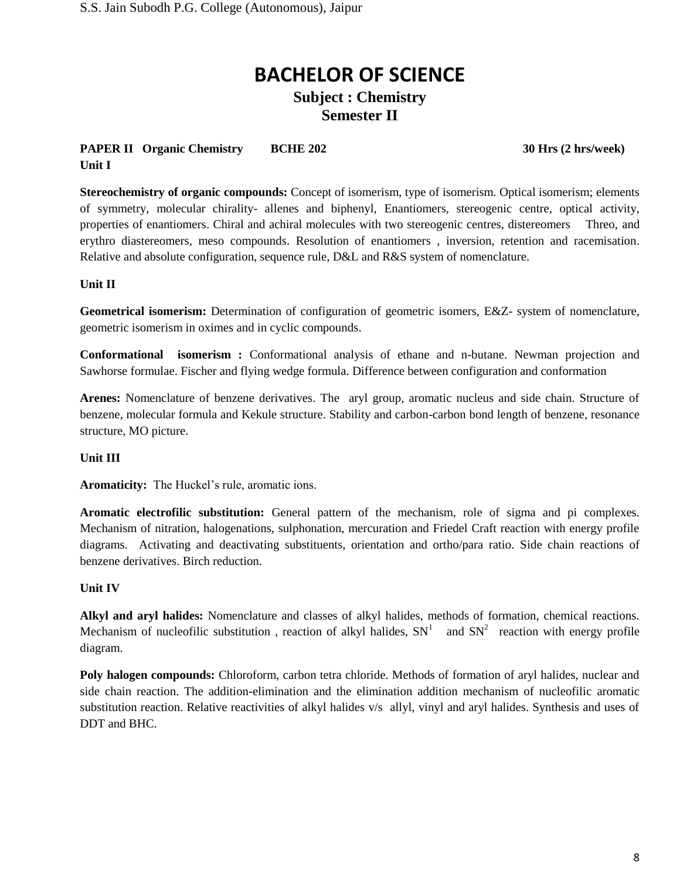# BACHELOR OF SCIENCE

## Subject : Chemistry

## Semester II

**PAPER II Organic Chemistry BCHE 202 30 Hrs (2 hrs/week)**

**Unit I**

**Stereochemistry of organic compounds:** Concept of isomerism, type of isomerism. Optical isomerism; elements of symmetry, molecular chirality- allenes and biphenyl, Enantiomers, stereogenic centre, optical activity, properties of enantiomers. Chiral and achiral molecules with two stereogenic centres, distereomers Threo, and erythro diastereomers, meso compounds. Resolution of enantiomers , inversion, retention and racemisation. Relative and absolute configuration, sequence rule, D&L and R&S system of nomenclature.

**Unit II**

**Geometrical isomerism:** Determination of configuration of geometric isomers, E&Z- system of nomenclature, geometric isomerism in oximes and in cyclic compounds.

**Conformational isomerism :** Conformational analysis of ethane and n-butane. Newman projection and Sawhorse formulae. Fischer and flying wedge formula. Difference between configuration and conformation

**Arenes:** Nomenclature of benzene derivatives. The aryl group, aromatic nucleus and side chain. Structure of benzene, molecular formula and Kekule structure. Stability and carbon-carbon bond length of benzene, resonance structure, MO picture.

**Unit III**

**Aromaticity:** The Huckel's rule, aromatic ions.

**Aromatic electrofilic substitution:** General pattern of the mechanism, role of sigma and pi complexes. Mechanism of nitration, halogenations, sulphonation, mercuration and Friedel Craft reaction with energy profile diagrams. Activating and deactivating substituents, orientation and ortho/para ratio. Side chain reactions of benzene derivatives. Birch reduction.

**Unit IV**

**Alkyl and aryl halides:** Nomenclature and classes of alkyl halides, methods of formation, chemical reactions. Mechanism of nucleofilic substitution , reaction of alkyl halides, $SN^1$ and $SN^2$ reaction with energy profile diagram.

**Poly halogen compounds:** Chloroform, carbon tetra chloride. Methods of formation of aryl halides, nuclear and side chain reaction. The addition-elimination and the elimination addition mechanism of nucleofilic aromatic substitution reaction. Relative reactivities of alkyl halides v/s allyl, vinyl and aryl halides. Synthesis and uses of DDT and BHC.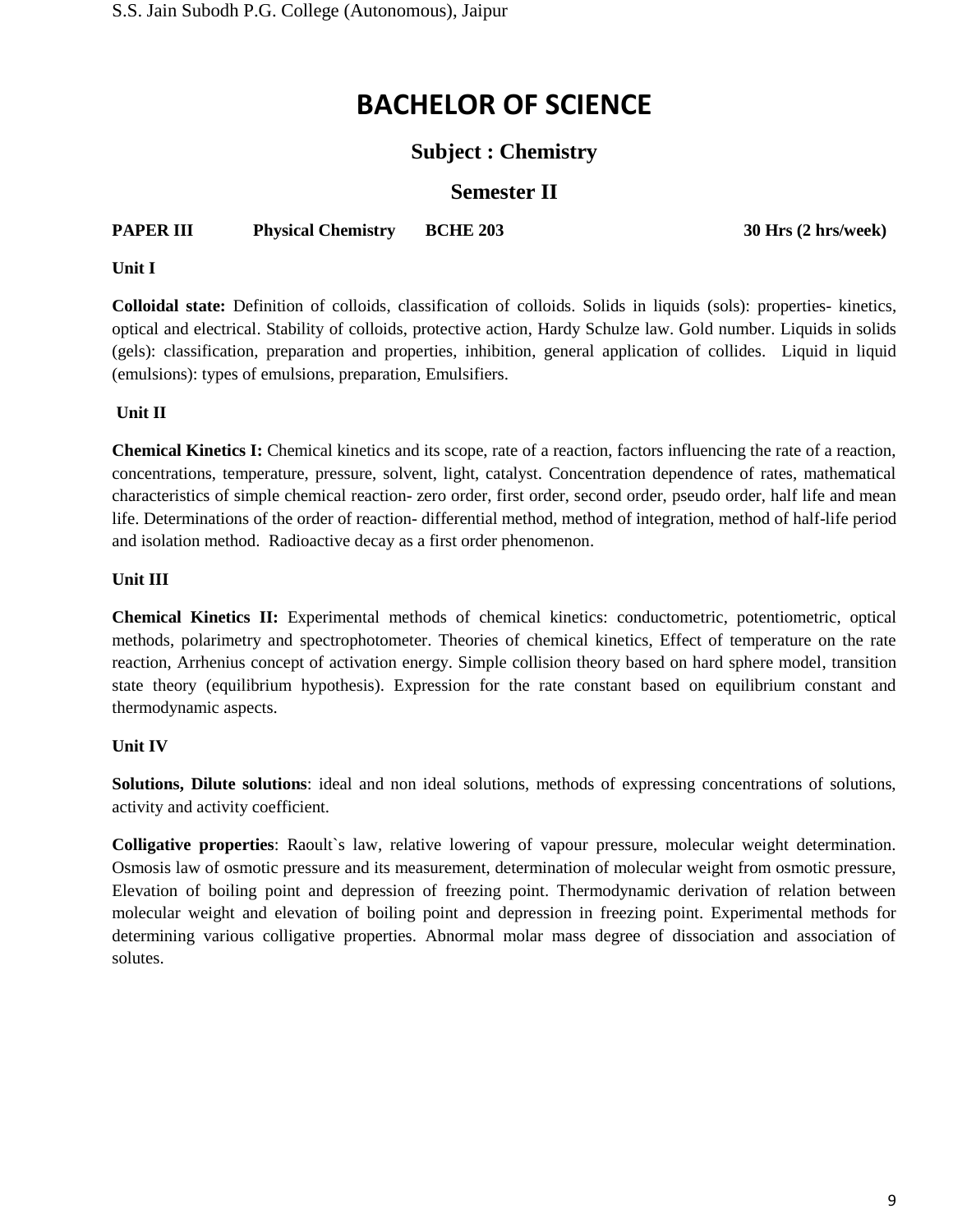# BACHELOR OF SCIENCE

## Subject : Chemistry

## Semester II

**PAPER III** **Physical Chemistry** **BCHE 203** **30 Hrs (2 hrs/week)**

**Unit I**

**Colloidal state:** Definition of colloids, classification of colloids. Solids in liquids (sols): properties- kinetics, optical and electrical. Stability of colloids, protective action, Hardy Schulze law. Gold number. Liquids in solids (gels): classification, preparation and properties, inhibition, general application of collides. Liquid in liquid (emulsions): types of emulsions, preparation, Emulsifiers.

**Unit II**

**Chemical Kinetics I:** Chemical kinetics and its scope, rate of a reaction, factors influencing the rate of a reaction, concentrations, temperature, pressure, solvent, light, catalyst. Concentration dependence of rates, mathematical characteristics of simple chemical reaction- zero order, first order, second order, pseudo order, half life and mean life. Determinations of the order of reaction- differential method, method of integration, method of half-life period and isolation method. Radioactive decay as a first order phenomenon.

**Unit III**

**Chemical Kinetics II:** Experimental methods of chemical kinetics: conductometric, potentiometric, optical methods, polarimetry and spectrophotometer. Theories of chemical kinetics, Effect of temperature on the rate reaction, Arrhenius concept of activation energy. Simple collision theory based on hard sphere model, transition state theory (equilibrium hypothesis). Expression for the rate constant based on equilibrium constant and thermodynamic aspects.

**Unit IV**

**Solutions, Dilute solutions**: ideal and non ideal solutions, methods of expressing concentrations of solutions, activity and activity coefficient.

**Colligative properties**: Raoult`s law, relative lowering of vapour pressure, molecular weight determination. Osmosis law of osmotic pressure and its measurement, determination of molecular weight from osmotic pressure, Elevation of boiling point and depression of freezing point. Thermodynamic derivation of relation between molecular weight and elevation of boiling point and depression in freezing point. Experimental methods for determining various colligative properties. Abnormal molar mass degree of dissociation and association of solutes.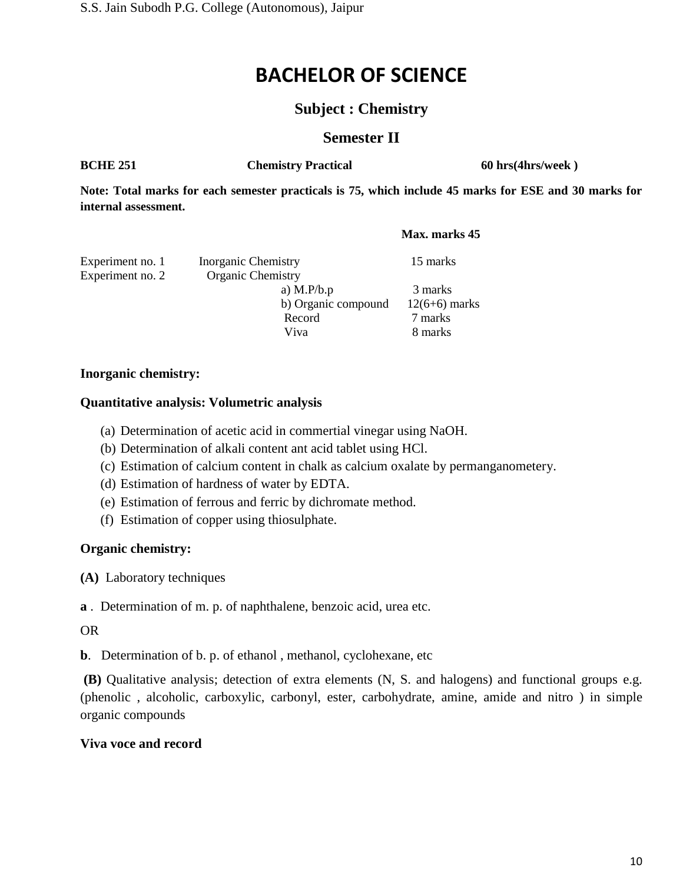# BACHELOR OF SCIENCE

## Subject : Chemistry

## Semester II

**BCHE 251** **Chemistry Practical** **60 hrs(4hrs/week )**

**Note: Total marks for each semester practicals is 75, which include 45 marks for ESE and 30 marks for internal assessment.**

**Max. marks 45**

| | | | |
|---|---|---|---|
| Experiment no. 1 | Inorganic Chemistry | | 15 marks |
| Experiment no. 2 | Organic Chemistry | | |
| | | a) M.P/b.p | 3 marks |
| | | b) Organic compound | 12(6+6) marks |
| | | Record | 7 marks |
| | | Viva | 8 marks |

**Inorganic chemistry:**

**Quantitative analysis: Volumetric analysis**

(a) Determination of acetic acid in commertial vinegar using NaOH.
(b) Determination of alkali content ant acid tablet using HCl.
(c) Estimation of calcium content in chalk as calcium oxalate by permanganometery.
(d) Estimation of hardness of water by EDTA.
(e) Estimation of ferrous and ferric by dichromate method.
(f) Estimation of copper using thiosulphate.

**Organic chemistry:**

**(A)** Laboratory techniques

**a** . Determination of m. p. of naphthalene, benzoic acid, urea etc.

OR

**b**. Determination of b. p. of ethanol , methanol, cyclohexane, etc

**(B)** Qualitative analysis; detection of extra elements (N, S. and halogens) and functional groups e.g. (phenolic , alcoholic, carboxylic, carbonyl, ester, carbohydrate, amine, amide and nitro ) in simple organic compounds

**Viva voce and record**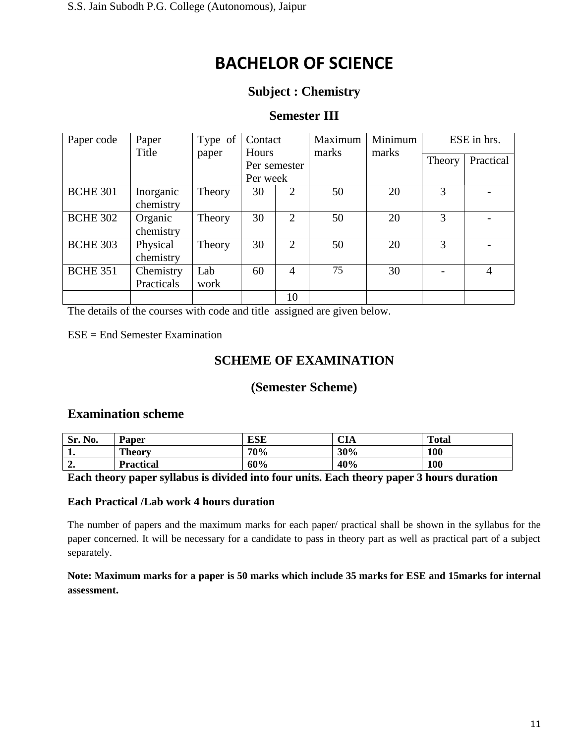# BACHELOR OF SCIENCE

### Subject : Chemistry

### Semester III

| Paper code | Paper Title | Type of paper | Contact Hours Per semester Per week | | Maximum marks | Minimum marks | ESE in hrs. | |
|---|---|---|---|---|---|---|---|---|
| | | | | | | | Theory | Practical |
| BCHE 301 | Inorganic chemistry | Theory | 30 | 2 | 50 | 20 | 3 | - |
| BCHE 302 | Organic chemistry | Theory | 30 | 2 | 50 | 20 | 3 | - |
| BCHE 303 | Physical chemistry | Theory | 30 | 2 | 50 | 20 | 3 | - |
| BCHE 351 | Chemistry Practicals | Lab work | 60 | 4 | 75 | 30 | - | 4 |
| | | | | 10 | | | | |

The details of the courses with code and title assigned are given below.

ESE = End Semester Examination

## SCHEME OF EXAMINATION

### (Semester Scheme)

## Examination scheme

| Sr. No. | Paper | ESE | CIA | Total |
|---|---|---|---|---|
| 1. | Theory | 70% | 30% | 100 |
| 2. | Practical | 60% | 40% | 100 |

**Each theory paper syllabus is divided into four units. Each theory paper 3 hours duration**

**Each Practical /Lab work 4 hours duration**

The number of papers and the maximum marks for each paper/ practical shall be shown in the syllabus for the paper concerned. It will be necessary for a candidate to pass in theory part as well as practical part of a subject separately.

**Note: Maximum marks for a paper is 50 marks which include 35 marks for ESE and 15marks for internal assessment.**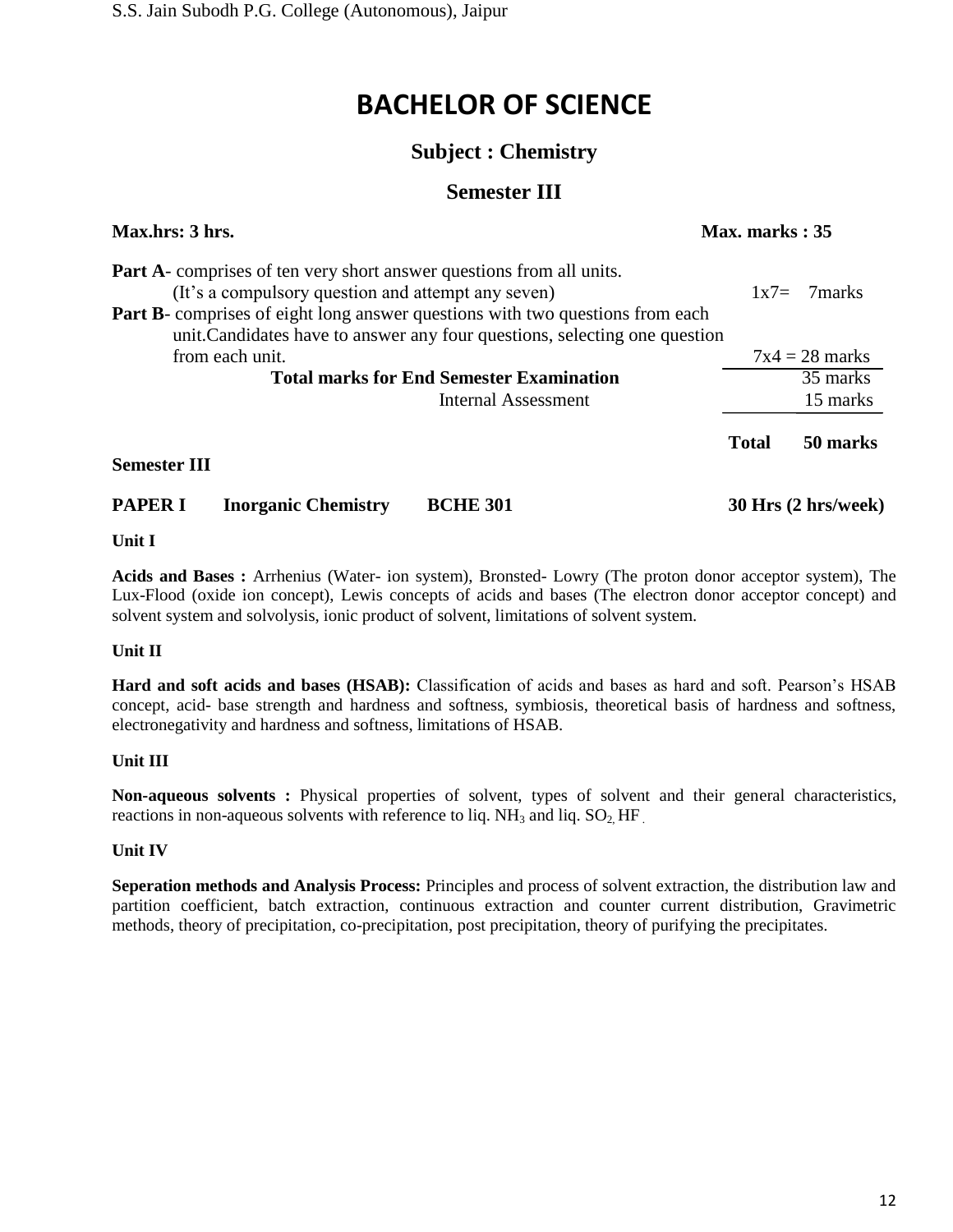# BACHELOR OF SCIENCE

## Subject : Chemistry

## Semester III

**Max.hrs: 3 hrs.** **Max. marks : 35**

| | |
|---|---|
| **Part A**- comprises of ten very short answer questions from all units. (It's a compulsory question and attempt any seven) | 1x7= 7marks |
| **Part B**- comprises of eight long answer questions with two questions from each unit.Candidates have to answer any four questions, selecting one question from each unit. | 7x4 = 28 marks |
| **Total marks for End Semester Examination** | 35 marks |
| Internal Assessment | 15 marks |
| **Total** | **50 marks** |

**Semester III**

**PAPER I** **Inorganic Chemistry** **BCHE 301** **30 Hrs (2 hrs/week)**

**Unit I**

**Acids and Bases :** Arrhenius (Water- ion system), Bronsted- Lowry (The proton donor acceptor system), The Lux-Flood (oxide ion concept), Lewis concepts of acids and bases (The electron donor acceptor concept) and solvent system and solvolysis, ionic product of solvent, limitations of solvent system.

**Unit II**

**Hard and soft acids and bases (HSAB):** Classification of acids and bases as hard and soft. Pearson's HSAB concept, acid- base strength and hardness and softness, symbiosis, theoretical basis of hardness and softness, electronegativity and hardness and softness, limitations of HSAB.

**Unit III**

**Non-aqueous solvents :** Physical properties of solvent, types of solvent and their general characteristics, reactions in non-aqueous solvents with reference to liq. $NH_3$ and liq. $SO_2$, HF .

**Unit IV**

**Seperation methods and Analysis Process:** Principles and process of solvent extraction, the distribution law and partition coefficient, batch extraction, continuous extraction and counter current distribution, Gravimetric methods, theory of precipitation, co-precipitation, post precipitation, theory of purifying the precipitates.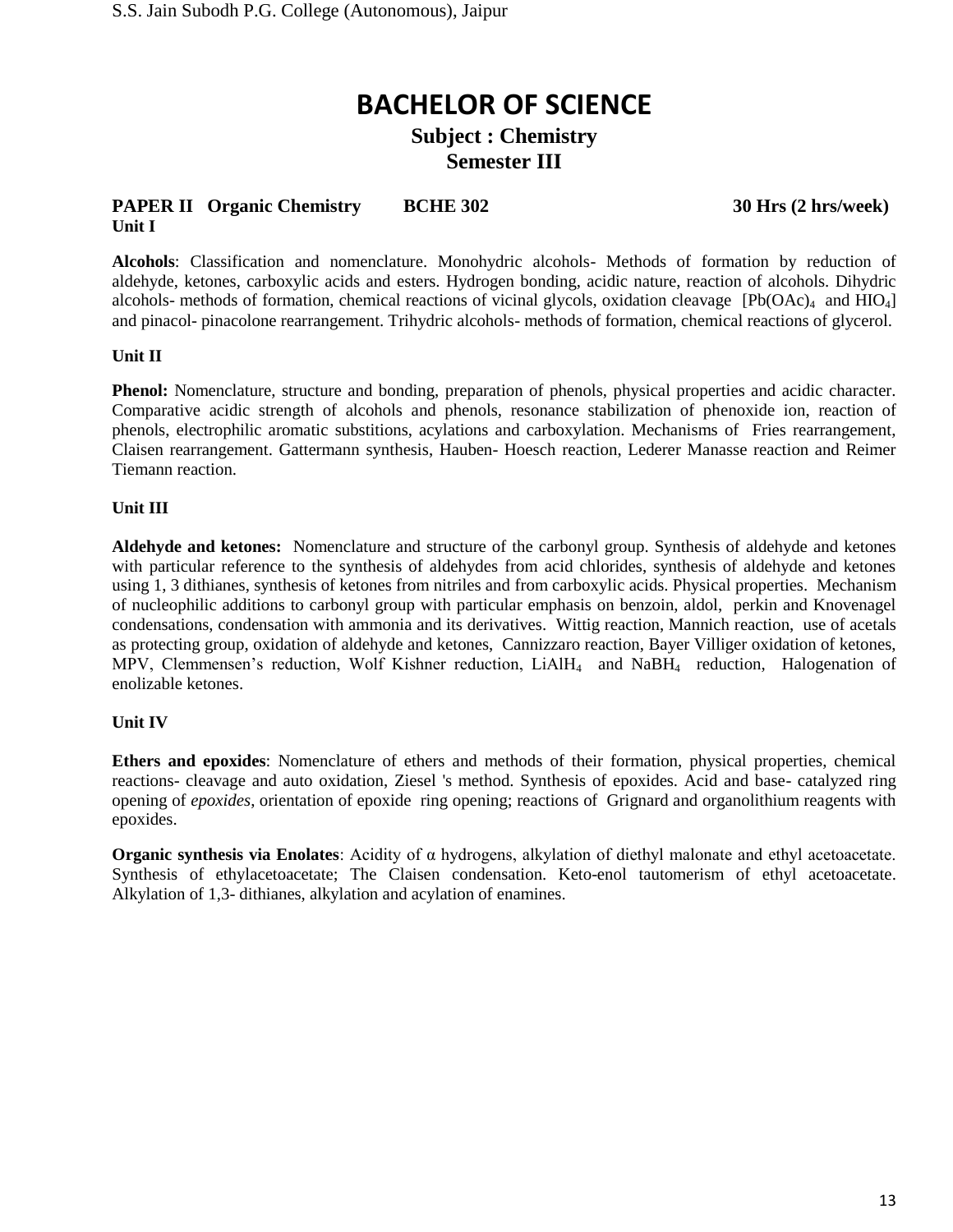# BACHELOR OF SCIENCE

## Subject : Chemistry

## Semester III

**PAPER II Organic Chemistry BCHE 302 30 Hrs (2 hrs/week)**

**Unit I**

**Alcohols**: Classification and nomenclature. Monohydric alcohols- Methods of formation by reduction of aldehyde, ketones, carboxylic acids and esters. Hydrogen bonding, acidic nature, reaction of alcohols. Dihydric alcohols- methods of formation, chemical reactions of vicinal glycols, oxidation cleavage [$Pb(OAc)_4$ and $HIO_4$] and pinacol- pinacolone rearrangement. Trihydric alcohols- methods of formation, chemical reactions of glycerol.

**Unit II**

**Phenol:** Nomenclature, structure and bonding, preparation of phenols, physical properties and acidic character. Comparative acidic strength of alcohols and phenols, resonance stabilization of phenoxide ion, reaction of phenols, electrophilic aromatic substitions, acylations and carboxylation. Mechanisms of Fries rearrangement, Claisen rearrangement. Gattermann synthesis, Hauben- Hoesch reaction, Lederer Manasse reaction and Reimer Tiemann reaction.

**Unit III**

**Aldehyde and ketones:** Nomenclature and structure of the carbonyl group. Synthesis of aldehyde and ketones with particular reference to the synthesis of aldehydes from acid chlorides, synthesis of aldehyde and ketones using 1, 3 dithianes, synthesis of ketones from nitriles and from carboxylic acids. Physical properties. Mechanism of nucleophilic additions to carbonyl group with particular emphasis on benzoin, aldol, perkin and Knovenagel condensations, condensation with ammonia and its derivatives. Wittig reaction, Mannich reaction, use of acetals as protecting group, oxidation of aldehyde and ketones, Cannizzaro reaction, Bayer Villiger oxidation of ketones, MPV, Clemmensen's reduction, Wolf Kishner reduction, $LiAlH_4$ and $NaBH_4$ reduction, Halogenation of enolizable ketones.

**Unit IV**

**Ethers and epoxides**: Nomenclature of ethers and methods of their formation, physical properties, chemical reactions- cleavage and auto oxidation, Ziesel 's method. Synthesis of epoxides. Acid and base- catalyzed ring opening of *epoxides*, orientation of epoxide ring opening; reactions of Grignard and organolithium reagents with epoxides.

**Organic synthesis via Enolates**: Acidity of $\alpha$ hydrogens, alkylation of diethyl malonate and ethyl acetoacetate. Synthesis of ethylacetoacetate; The Claisen condensation. Keto-enol tautomerism of ethyl acetoacetate. Alkylation of 1,3- dithianes, alkylation and acylation of enamines.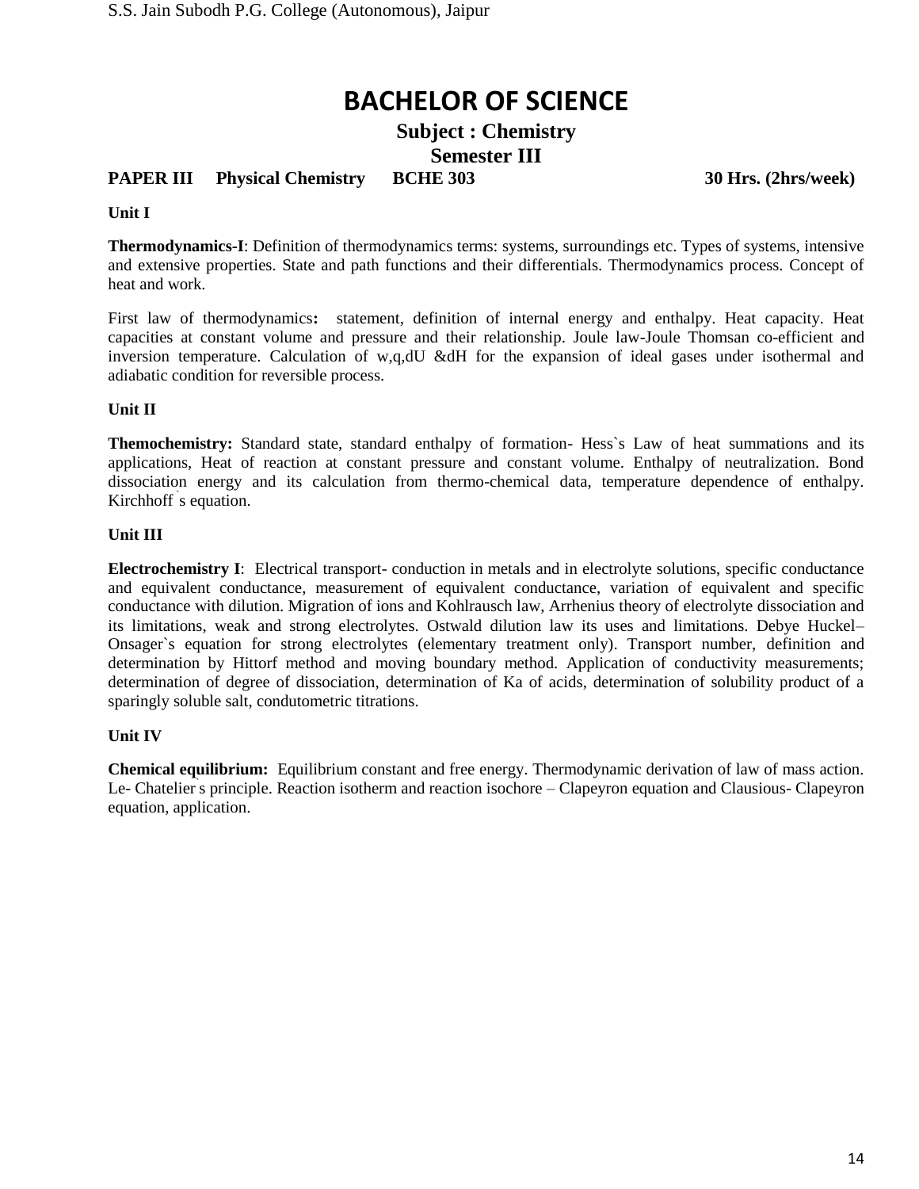# BACHELOR OF SCIENCE

## Subject : Chemistry

## Semester III

**PAPER III Physical Chemistry BCHE 303 30 Hrs. (2hrs/week)**

**Unit I**

**Thermodynamics-I**: Definition of thermodynamics terms: systems, surroundings etc. Types of systems, intensive and extensive properties. State and path functions and their differentials. Thermodynamics process. Concept of heat and work.

First law of thermodynamics**:** statement, definition of internal energy and enthalpy. Heat capacity. Heat capacities at constant volume and pressure and their relationship. Joule law-Joule Thomsan co-efficient and inversion temperature. Calculation of w,q,dU &dH for the expansion of ideal gases under isothermal and adiabatic condition for reversible process.

**Unit II**

**Themochemistry:** Standard state, standard enthalpy of formation- Hess`s Law of heat summations and its applications, Heat of reaction at constant pressure and constant volume. Enthalpy of neutralization. Bond dissociation energy and its calculation from thermo-chemical data, temperature dependence of enthalpy. Kirchhoff`s equation.

**Unit III**

**Electrochemistry I**: Electrical transport- conduction in metals and in electrolyte solutions, specific conductance and equivalent conductance, measurement of equivalent conductance, variation of equivalent and specific conductance with dilution. Migration of ions and Kohlrausch law, Arrhenius theory of electrolyte dissociation and its limitations, weak and strong electrolytes. Ostwald dilution law its uses and limitations. Debye Huckel–Onsager`s equation for strong electrolytes (elementary treatment only). Transport number, definition and determination by Hittorf method and moving boundary method. Application of conductivity measurements; determination of degree of dissociation, determination of Ka of acids, determination of solubility product of a sparingly soluble salt, condutometric titrations.

**Unit IV**

**Chemical equilibrium:** Equilibrium constant and free energy. Thermodynamic derivation of law of mass action. Le- Chatelier`s principle. Reaction isotherm and reaction isochore – Clapeyron equation and Clausious- Clapeyron equation, application.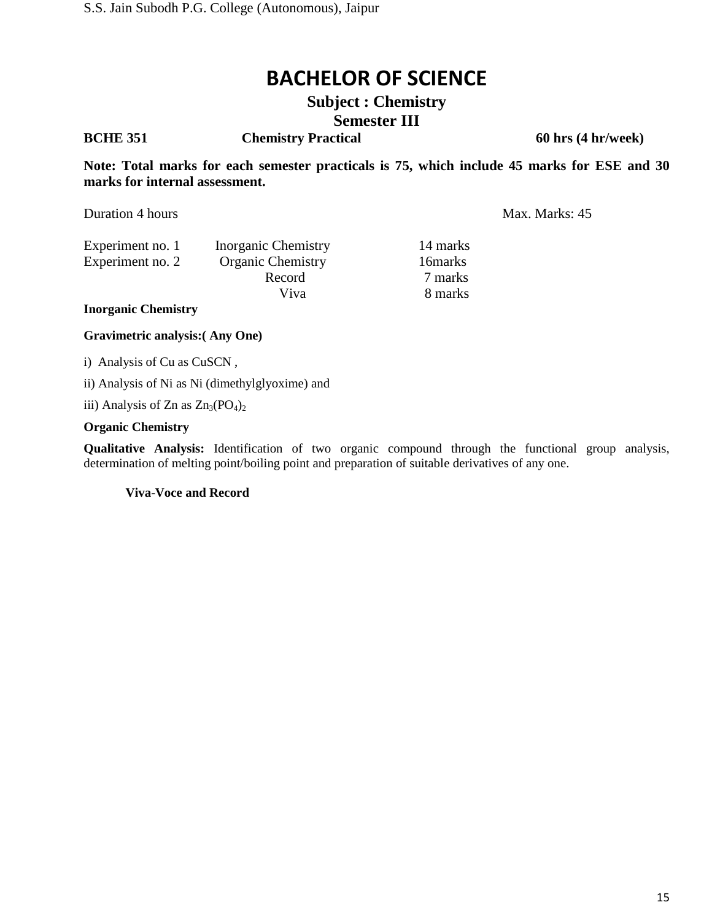# BACHELOR OF SCIENCE

## Subject : Chemistry

## Semester III

**BCHE 351 Chemistry Practical 60 hrs (4 hr/week)**

**Note: Total marks for each semester practicals is 75, which include 45 marks for ESE and 30 marks for internal assessment.**

Duration 4 hours Max. Marks: 45

| | | |
|---|---|---|
| Experiment no. 1 | Inorganic Chemistry | 14 marks |
| Experiment no. 2 | Organic Chemistry | 16marks |
| | Record | 7 marks |
| | Viva | 8 marks |

**Inorganic Chemistry**

**Gravimetric analysis:( Any One)**

i) Analysis of Cu as CuSCN ,

ii) Analysis of Ni as Ni (dimethylglyoxime) and

iii) Analysis of Zn as $Zn_3(PO_4)_2$

**Organic Chemistry**

**Qualitative Analysis:** Identification of two organic compound through the functional group analysis, determination of melting point/boiling point and preparation of suitable derivatives of any one.

**Viva-Voce and Record**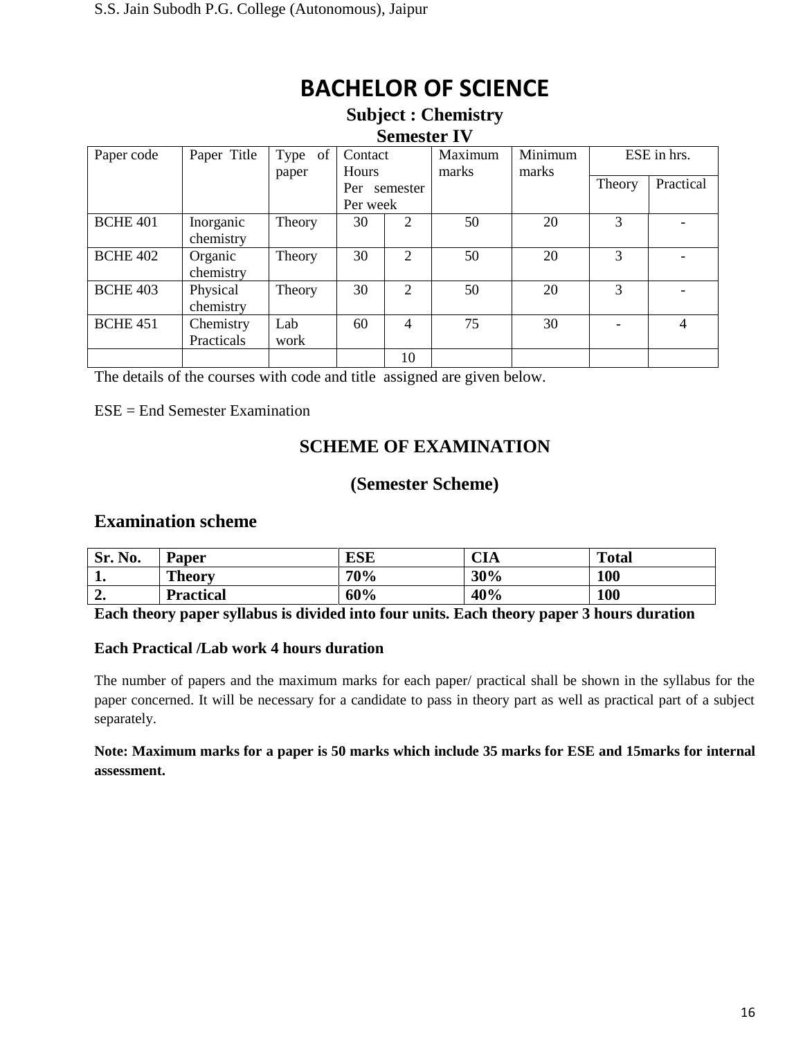# BACHELOR OF SCIENCE

## Subject : Chemistry

## Semester IV

| Paper code | Paper Title | Type of paper | Contact Hours Per semester Per week | | Maximum marks | Minimum marks | ESE in hrs. | |
|---|---|---|---|---|---|---|---|---|
| | | | | | | | Theory | Practical |
| BCHE 401 | Inorganic chemistry | Theory | 30 | 2 | 50 | 20 | 3 | - |
| BCHE 402 | Organic chemistry | Theory | 30 | 2 | 50 | 20 | 3 | - |
| BCHE 403 | Physical chemistry | Theory | 30 | 2 | 50 | 20 | 3 | - |
| BCHE 451 | Chemistry Practicals | Lab work | 60 | 4 | 75 | 30 | - | 4 |
| | | | | 10 | | | | |

The details of the courses with code and title assigned are given below.

ESE = End Semester Examination

## SCHEME OF EXAMINATION

## (Semester Scheme)

## Examination scheme

| Sr. No. | Paper | ESE | CIA | Total |
|---|---|---|---|---|
| 1. | Theory | 70% | 30% | 100 |
| 2. | Practical | 60% | 40% | 100 |

**Each theory paper syllabus is divided into four units. Each theory paper 3 hours duration**

**Each Practical /Lab work 4 hours duration**

The number of papers and the maximum marks for each paper/ practical shall be shown in the syllabus for the paper concerned. It will be necessary for a candidate to pass in theory part as well as practical part of a subject separately.

**Note: Maximum marks for a paper is 50 marks which include 35 marks for ESE and 15marks for internal assessment.**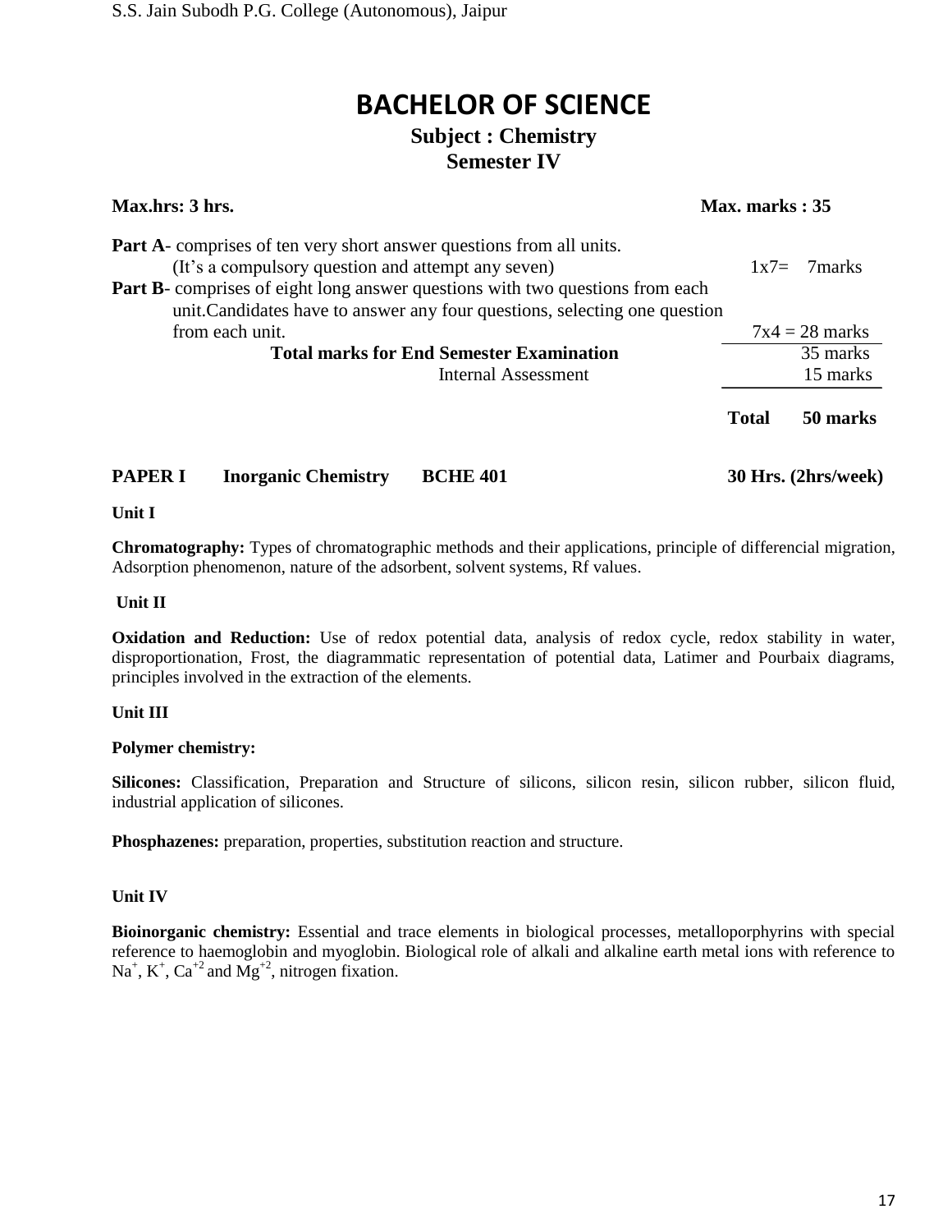# BACHELOR OF SCIENCE

## Subject : Chemistry

## Semester IV

**Max.hrs: 3 hrs.** **Max. marks : 35**

| | |
|---|---|
| **Part A**- comprises of ten very short answer questions from all units. (It's a compulsory question and attempt any seven) | 1x7= 7marks |
| **Part B**- comprises of eight long answer questions with two questions from each unit.Candidates have to answer any four questions, selecting one question from each unit. | 7x4 = 28 marks |
| **Total marks for End Semester Examination** | 35 marks |
| Internal Assessment | 15 marks |
| | **Total 50 marks** |

**PAPER I** **Inorganic Chemistry** **BCHE 401** **30 Hrs. (2hrs/week)**

**Unit I**

**Chromatography:** Types of chromatographic methods and their applications, principle of differencial migration, Adsorption phenomenon, nature of the adsorbent, solvent systems, Rf values.

**Unit II**

**Oxidation and Reduction:** Use of redox potential data, analysis of redox cycle, redox stability in water, disproportionation, Frost, the diagrammatic representation of potential data, Latimer and Pourbaix diagrams, principles involved in the extraction of the elements.

**Unit III**

**Polymer chemistry:**

**Silicones:** Classification, Preparation and Structure of silicons, silicon resin, silicon rubber, silicon fluid, industrial application of silicones.

**Phosphazenes:** preparation, properties, substitution reaction and structure.

**Unit IV**

**Bioinorganic chemistry:** Essential and trace elements in biological processes, metalloporphyrins with special reference to haemoglobin and myoglobin. Biological role of alkali and alkaline earth metal ions with reference to $Na^{+}$, $K^{+}$, $Ca^{+2}$ and $Mg^{+2}$, nitrogen fixation.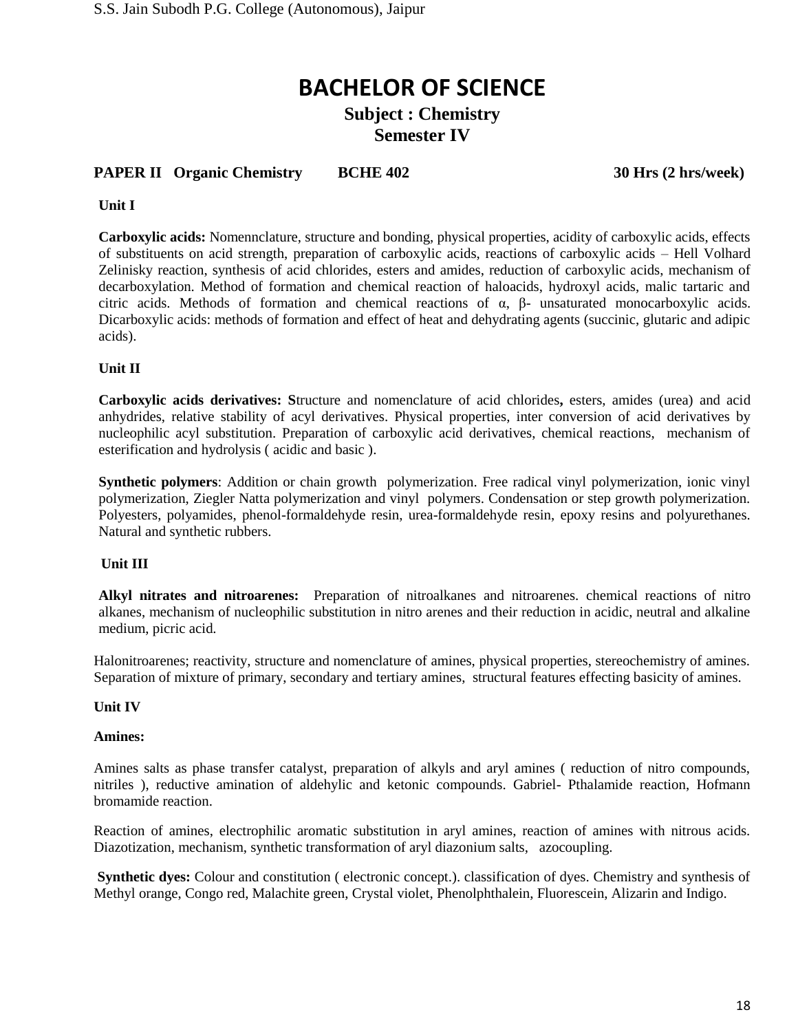# BACHELOR OF SCIENCE

## Subject : Chemistry

## Semester IV

**PAPER II Organic Chemistry BCHE 402 30 Hrs (2 hrs/week)**

**Unit I**

**Carboxylic acids:** Nomennclature, structure and bonding, physical properties, acidity of carboxylic acids, effects of substituents on acid strength, preparation of carboxylic acids, reactions of carboxylic acids – Hell Volhard Zelinisky reaction, synthesis of acid chlorides, esters and amides, reduction of carboxylic acids, mechanism of decarboxylation. Method of formation and chemical reaction of haloacids, hydroxyl acids, malic tartaric and citric acids. Methods of formation and chemical reactions of α, β- unsaturated monocarboxylic acids. Dicarboxylic acids: methods of formation and effect of heat and dehydrating agents (succinic, glutaric and adipic acids).

**Unit II**

**Carboxylic acids derivatives: S**tructure and nomenclature of acid chlorides**,** esters, amides (urea) and acid anhydrides, relative stability of acyl derivatives. Physical properties, inter conversion of acid derivatives by nucleophilic acyl substitution. Preparation of carboxylic acid derivatives, chemical reactions, mechanism of esterification and hydrolysis ( acidic and basic ).

**Synthetic polymers**: Addition or chain growth polymerization. Free radical vinyl polymerization, ionic vinyl polymerization, Ziegler Natta polymerization and vinyl polymers. Condensation or step growth polymerization. Polyesters, polyamides, phenol-formaldehyde resin, urea-formaldehyde resin, epoxy resins and polyurethanes. Natural and synthetic rubbers.

**Unit III**

**Alkyl nitrates and nitroarenes:** Preparation of nitroalkanes and nitroarenes. chemical reactions of nitro alkanes, mechanism of nucleophilic substitution in nitro arenes and their reduction in acidic, neutral and alkaline medium, picric acid.

Halonitroarenes; reactivity, structure and nomenclature of amines, physical properties, stereochemistry of amines. Separation of mixture of primary, secondary and tertiary amines, structural features effecting basicity of amines.

**Unit IV**

**Amines:**

Amines salts as phase transfer catalyst, preparation of alkyls and aryl amines ( reduction of nitro compounds, nitriles ), reductive amination of aldehylic and ketonic compounds. Gabriel- Pthalamide reaction, Hofmann bromamide reaction.

Reaction of amines, electrophilic aromatic substitution in aryl amines, reaction of amines with nitrous acids. Diazotization, mechanism, synthetic transformation of aryl diazonium salts, azocoupling.

**Synthetic dyes:** Colour and constitution ( electronic concept.). classification of dyes. Chemistry and synthesis of Methyl orange, Congo red, Malachite green, Crystal violet, Phenolphthalein, Fluorescein, Alizarin and Indigo.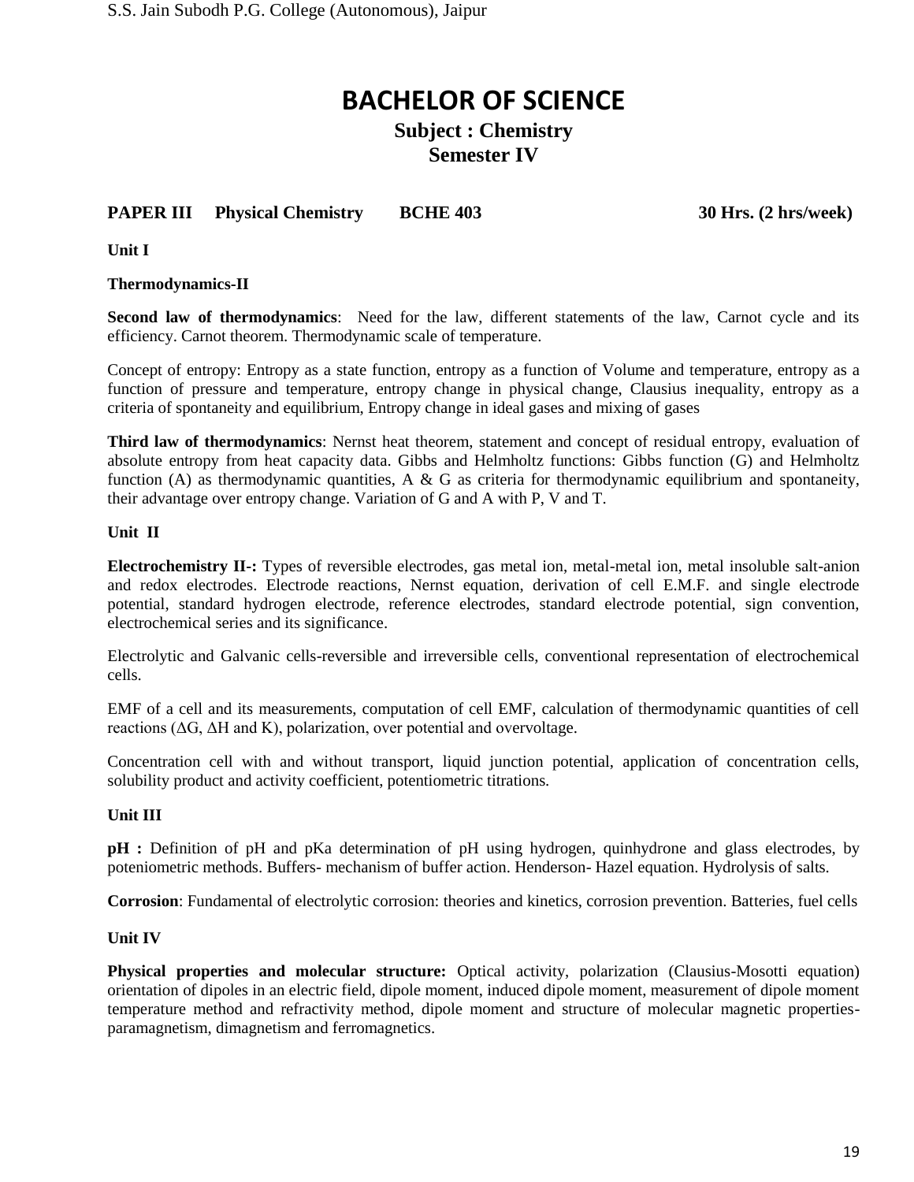# BACHELOR OF SCIENCE

## Subject : Chemistry

## Semester IV

**PAPER III Physical Chemistry BCHE 403 30 Hrs. (2 hrs/week)**

**Unit I**

**Thermodynamics-II**

**Second law of thermodynamics**: Need for the law, different statements of the law, Carnot cycle and its efficiency. Carnot theorem. Thermodynamic scale of temperature.

Concept of entropy: Entropy as a state function, entropy as a function of Volume and temperature, entropy as a function of pressure and temperature, entropy change in physical change, Clausius inequality, entropy as a criteria of spontaneity and equilibrium, Entropy change in ideal gases and mixing of gases

**Third law of thermodynamics**: Nernst heat theorem, statement and concept of residual entropy, evaluation of absolute entropy from heat capacity data. Gibbs and Helmholtz functions: Gibbs function (G) and Helmholtz function (A) as thermodynamic quantities, A & G as criteria for thermodynamic equilibrium and spontaneity, their advantage over entropy change. Variation of G and A with P, V and T.

**Unit II**

**Electrochemistry II-:** Types of reversible electrodes, gas metal ion, metal-metal ion, metal insoluble salt-anion and redox electrodes. Electrode reactions, Nernst equation, derivation of cell E.M.F. and single electrode potential, standard hydrogen electrode, reference electrodes, standard electrode potential, sign convention, electrochemical series and its significance.

Electrolytic and Galvanic cells-reversible and irreversible cells, conventional representation of electrochemical cells.

EMF of a cell and its measurements, computation of cell EMF, calculation of thermodynamic quantities of cell reactions ($\Delta G$, $\Delta H$ and K), polarization, over potential and overvoltage.

Concentration cell with and without transport, liquid junction potential, application of concentration cells, solubility product and activity coefficient, potentiometric titrations.

**Unit III**

**pH :** Definition of pH and pKa determination of pH using hydrogen, quinhydrone and glass electrodes, by poteniometric methods. Buffers- mechanism of buffer action. Henderson- Hazel equation. Hydrolysis of salts.

**Corrosion**: Fundamental of electrolytic corrosion: theories and kinetics, corrosion prevention. Batteries, fuel cells

**Unit IV**

**Physical properties and molecular structure:** Optical activity, polarization (Clausius-Mosotti equation) orientation of dipoles in an electric field, dipole moment, induced dipole moment, measurement of dipole moment temperature method and refractivity method, dipole moment and structure of molecular magnetic properties-paramagnetism, dimagnetism and ferromagnetics.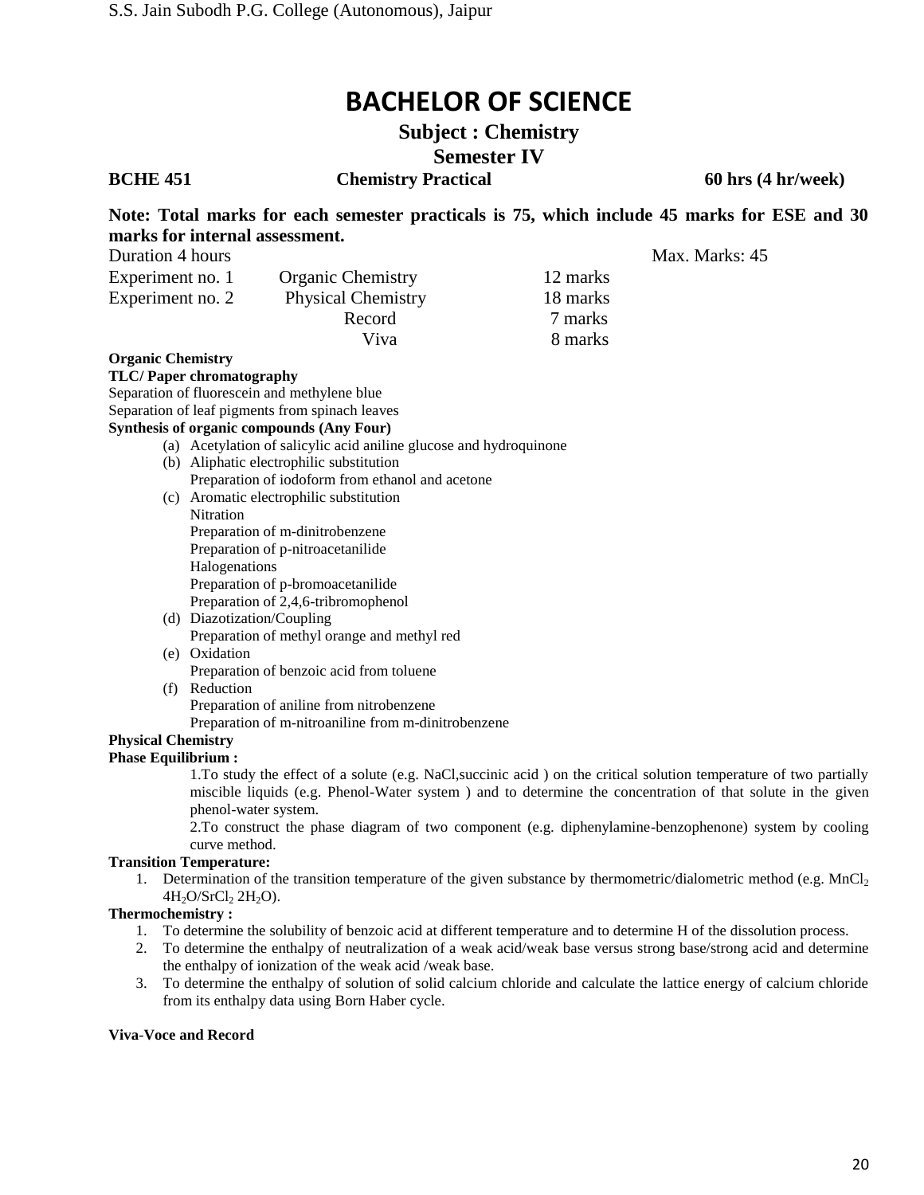# BACHELOR OF SCIENCE

**Subject : Chemistry**

**Semester IV**

**BCHE 451** **Chemistry Practical** **60 hrs (4 hr/week)**

**Note: Total marks for each semester practicals is 75, which include 45 marks for ESE and 30 marks for internal assessment.**

Duration 4 hours Max. Marks: 45

| | | |
|---|---|---|
| Experiment no. 1 | Organic Chemistry | 12 marks |
| Experiment no. 2 | Physical Chemistry | 18 marks |
| | Record | 7 marks |
| | Viva | 8 marks |

**Organic Chemistry**

**TLC/ Paper chromatography**

Separation of fluorescein and methylene blue

Separation of leaf pigments from spinach leaves

**Synthesis of organic compounds (Any Four)**

(a) Acetylation of salicylic acid aniline glucose and hydroquinone

(b) Aliphatic electrophilic substitution
  Preparation of iodoform from ethanol and acetone

(c) Aromatic electrophilic substitution
  Nitration
  Preparation of m-dinitrobenzene
  Preparation of p-nitroacetanilide
  Halogenations
  Preparation of p-bromoacetanilide
  Preparation of 2,4,6-tribromophenol

(d) Diazotization/Coupling
  Preparation of methyl orange and methyl red

(e) Oxidation
  Preparation of benzoic acid from toluene

(f) Reduction
  Preparation of aniline from nitrobenzene
  Preparation of m-nitroaniline from m-dinitrobenzene

**Physical Chemistry**

**Phase Equilibrium :**

1.To study the effect of a solute (e.g. NaCl,succinic acid ) on the critical solution temperature of two partially miscible liquids (e.g. Phenol-Water system ) and to determine the concentration of that solute in the given phenol-water system.

2.To construct the phase diagram of two component (e.g. diphenylamine-benzophenone) system by cooling curve method.

**Transition Temperature:**

1. Determination of the transition temperature of the given substance by thermometric/dialometric method (e.g. $MnCl_2$ $4H_2O$/$SrCl_2$ $2H_2O$).

**Thermochemistry :**

1. To determine the solubility of benzoic acid at different temperature and to determine H of the dissolution process.
2. To determine the enthalpy of neutralization of a weak acid/weak base versus strong base/strong acid and determine the enthalpy of ionization of the weak acid /weak base.
3. To determine the enthalpy of solution of solid calcium chloride and calculate the lattice energy of calcium chloride from its enthalpy data using Born Haber cycle.

**Viva-Voce and Record**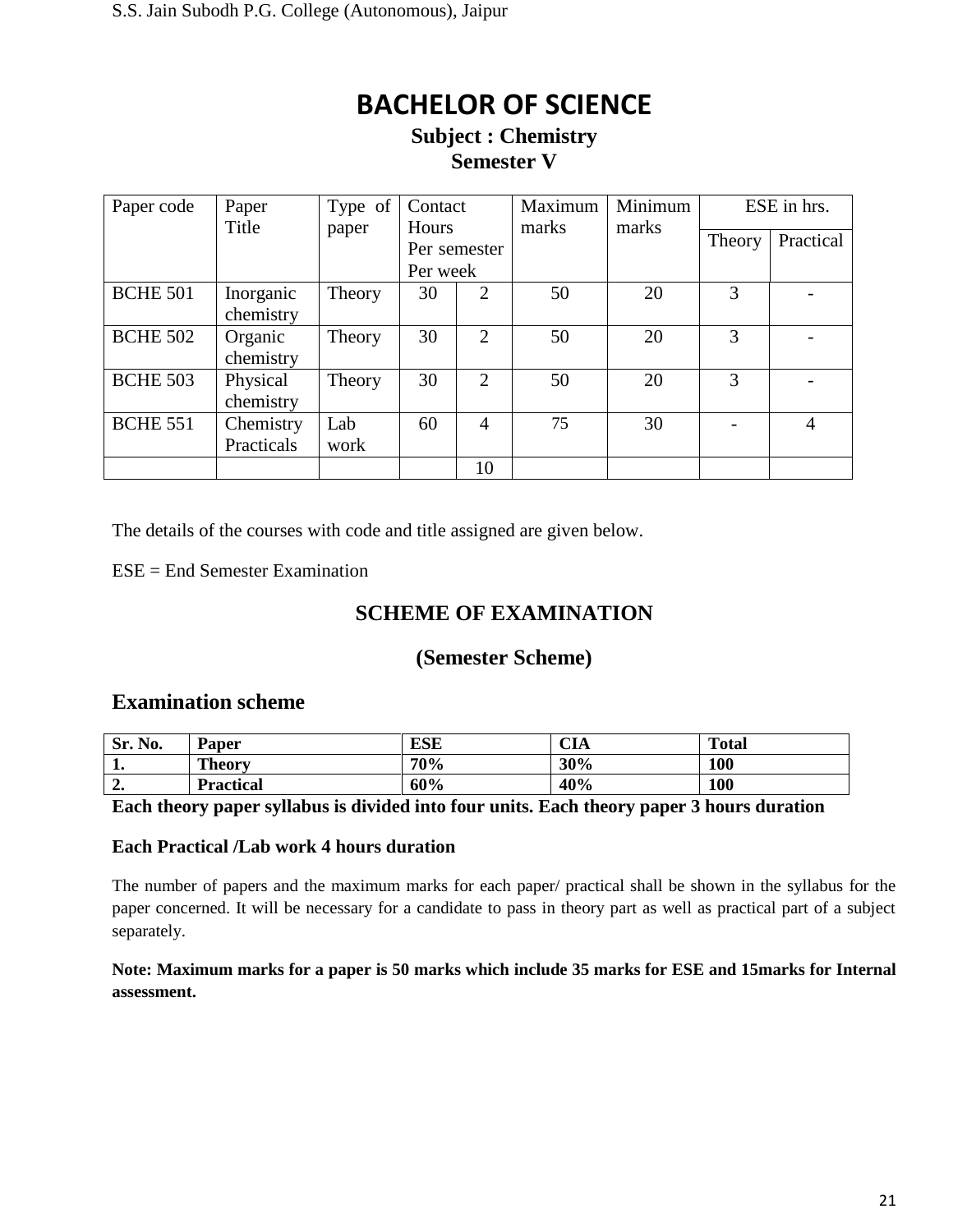# BACHELOR OF SCIENCE

## Subject : Chemistry

## Semester V

| Paper code | Paper Title | Type of paper | Contact Hours Per semester Per week | | Maximum marks | Minimum marks | ESE in hrs. | |
|---|---|---|---|---|---|---|---|---|
| | | | | | | | Theory | Practical |
| BCHE 501 | Inorganic chemistry | Theory | 30 | 2 | 50 | 20 | 3 | - |
| BCHE 502 | Organic chemistry | Theory | 30 | 2 | 50 | 20 | 3 | - |
| BCHE 503 | Physical chemistry | Theory | 30 | 2 | 50 | 20 | 3 | - |
| BCHE 551 | Chemistry Practicals | Lab work | 60 | 4 | 75 | 30 | - | 4 |
| | | | | 10 | | | | |

The details of the courses with code and title assigned are given below.

ESE = End Semester Examination

## SCHEME OF EXAMINATION

## (Semester Scheme)

### Examination scheme

| Sr. No. | Paper | ESE | CIA | Total |
|---|---|---|---|---|
| 1. | Theory | 70% | 30% | 100 |
| 2. | Practical | 60% | 40% | 100 |

**Each theory paper syllabus is divided into four units. Each theory paper 3 hours duration**

**Each Practical /Lab work 4 hours duration**

The number of papers and the maximum marks for each paper/ practical shall be shown in the syllabus for the paper concerned. It will be necessary for a candidate to pass in theory part as well as practical part of a subject separately.

**Note: Maximum marks for a paper is 50 marks which include 35 marks for ESE and 15marks for Internal assessment.**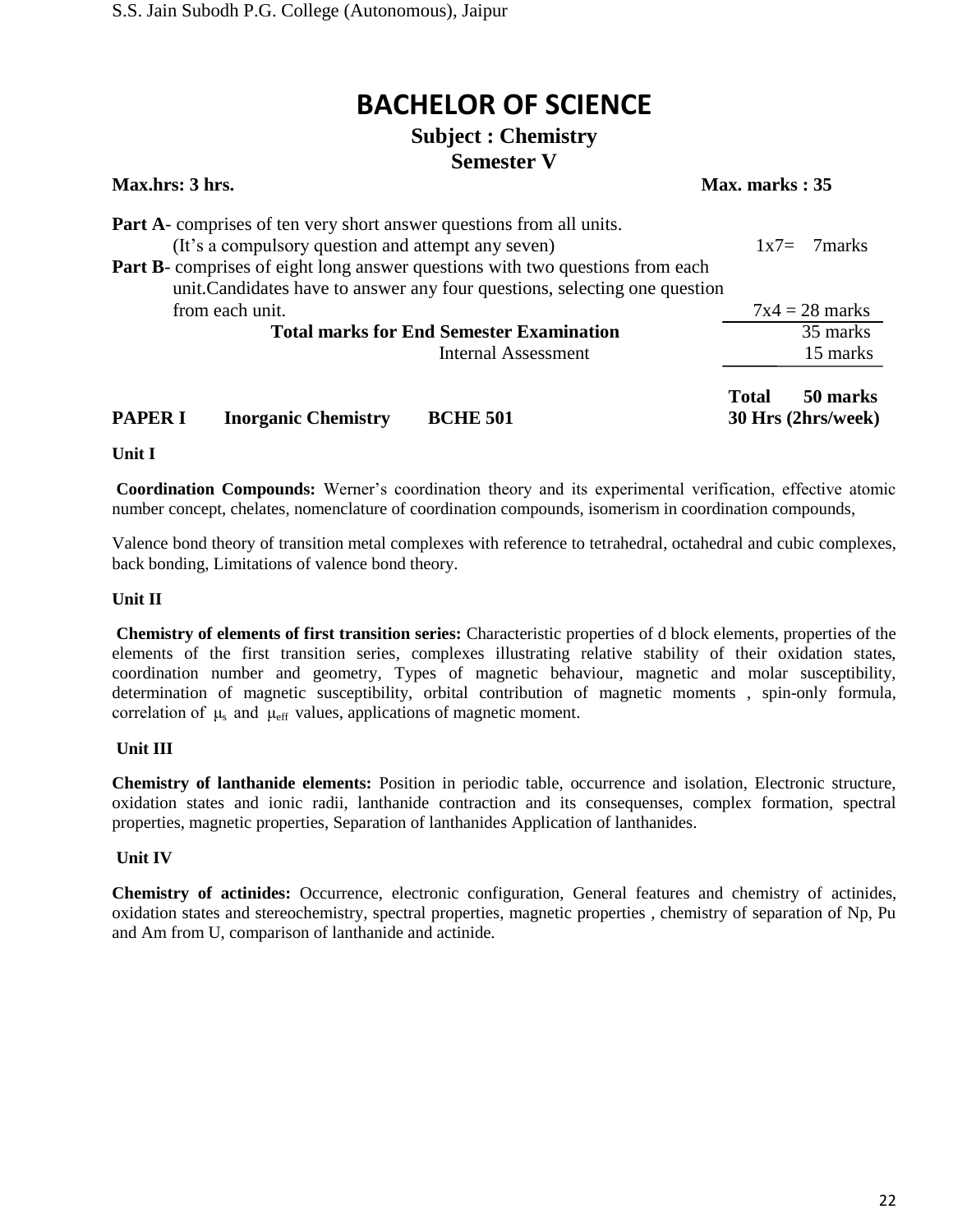# BACHELOR OF SCIENCE

## Subject : Chemistry

## Semester V

**Max.hrs: 3 hrs.** **Max. marks : 35**

**Part A**- comprises of ten very short answer questions from all units.
(It's a compulsory question and attempt any seven) 1x7= 7marks

**Part B**- comprises of eight long answer questions with two questions from each unit.Candidates have to answer any four questions, selecting one question from each unit. 7x4 = 28 marks

| | |
|---|---|
| **Total marks for End Semester Examination** | 35 marks |
| Internal Assessment | 15 marks |
| **Total** | **50 marks** |

**PAPER I** **Inorganic Chemistry** **BCHE 501** **30 Hrs (2hrs/week)**

**Unit I**

**Coordination Compounds:** Werner's coordination theory and its experimental verification, effective atomic number concept, chelates, nomenclature of coordination compounds, isomerism in coordination compounds,

Valence bond theory of transition metal complexes with reference to tetrahedral, octahedral and cubic complexes, back bonding, Limitations of valence bond theory.

**Unit II**

**Chemistry of elements of first transition series:** Characteristic properties of d block elements, properties of the elements of the first transition series, complexes illustrating relative stability of their oxidation states, coordination number and geometry, Types of magnetic behaviour, magnetic and molar susceptibility, determination of magnetic susceptibility, orbital contribution of magnetic moments , spin-only formula, correlation of $\mu_s$ and $\mu_{eff}$ values, applications of magnetic moment.

**Unit III**

**Chemistry of lanthanide elements:** Position in periodic table, occurrence and isolation, Electronic structure, oxidation states and ionic radii, lanthanide contraction and its consequenses, complex formation, spectral properties, magnetic properties, Separation of lanthanides Application of lanthanides.

**Unit IV**

**Chemistry of actinides:** Occurrence, electronic configuration, General features and chemistry of actinides, oxidation states and stereochemistry, spectral properties, magnetic properties , chemistry of separation of Np, Pu and Am from U, comparison of lanthanide and actinide.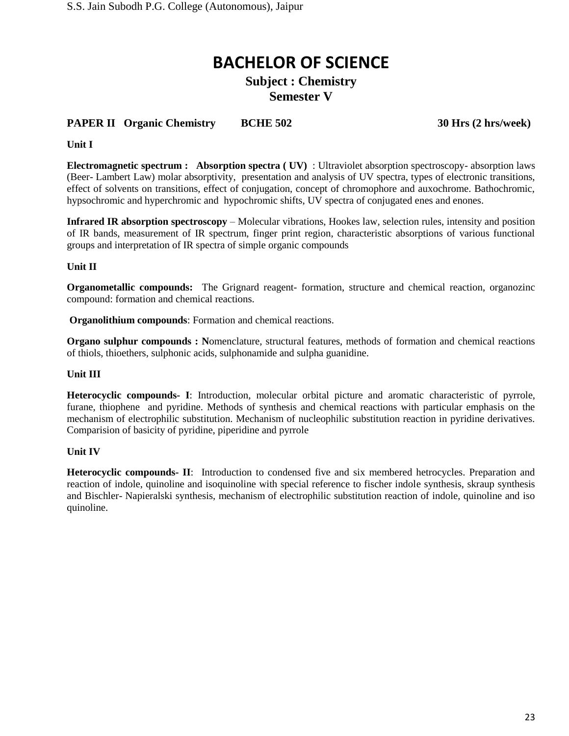# BACHELOR OF SCIENCE

## Subject : Chemistry

## Semester V

**PAPER II Organic Chemistry BCHE 502 30 Hrs (2 hrs/week)**

**Unit I**

**Electromagnetic spectrum : Absorption spectra ( UV)** : Ultraviolet absorption spectroscopy- absorption laws (Beer- Lambert Law) molar absorptivity, presentation and analysis of UV spectra, types of electronic transitions, effect of solvents on transitions, effect of conjugation, concept of chromophore and auxochrome. Bathochromic, hypsochromic and hyperchromic and hypochromic shifts, UV spectra of conjugated enes and enones.

**Infrared IR absorption spectroscopy** – Molecular vibrations, Hookes law, selection rules, intensity and position of IR bands, measurement of IR spectrum, finger print region, characteristic absorptions of various functional groups and interpretation of IR spectra of simple organic compounds

**Unit II**

**Organometallic compounds:** The Grignard reagent- formation, structure and chemical reaction, organozinc compound: formation and chemical reactions.

**Organolithium compounds**: Formation and chemical reactions.

**Organo sulphur compounds : N**omenclature, structural features, methods of formation and chemical reactions of thiols, thioethers, sulphonic acids, sulphonamide and sulpha guanidine.

**Unit III**

**Heterocyclic compounds- I**: Introduction, molecular orbital picture and aromatic characteristic of pyrrole, furane, thiophene and pyridine. Methods of synthesis and chemical reactions with particular emphasis on the mechanism of electrophilic substitution. Mechanism of nucleophilic substitution reaction in pyridine derivatives. Comparision of basicity of pyridine, piperidine and pyrrole

**Unit IV**

**Heterocyclic compounds- II**: Introduction to condensed five and six membered hetrocycles. Preparation and reaction of indole, quinoline and isoquinoline with special reference to fischer indole synthesis, skraup synthesis and Bischler- Napieralski synthesis, mechanism of electrophilic substitution reaction of indole, quinoline and iso quinoline.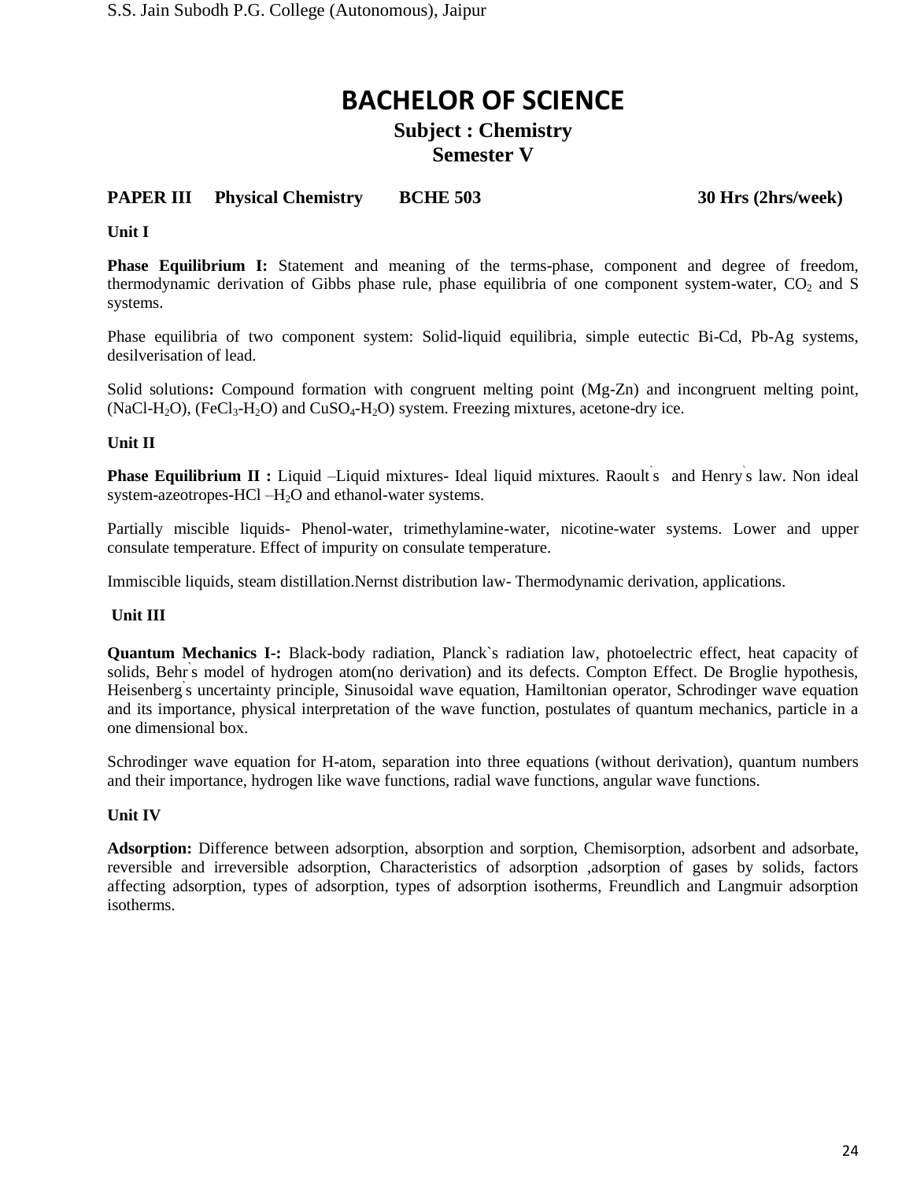# BACHELOR OF SCIENCE

## Subject : Chemistry

## Semester V

**PAPER III Physical Chemistry BCHE 503 30 Hrs (2hrs/week)**

**Unit I**

**Phase Equilibrium I:** Statement and meaning of the terms-phase, component and degree of freedom, thermodynamic derivation of Gibbs phase rule, phase equilibria of one component system-water, $CO_2$ and S systems.

Phase equilibria of two component system: Solid-liquid equilibria, simple eutectic Bi-Cd, Pb-Ag systems, desilverisation of lead.

Solid solutions**:** Compound formation with congruent melting point (Mg-Zn) and incongruent melting point, ($NaCl$-$H_2O$), ($FeCl_3$-$H_2O$) and $CuSO_4$-$H_2O$) system. Freezing mixtures, acetone-dry ice.

**Unit II**

**Phase Equilibrium II :** Liquid –Liquid mixtures- Ideal liquid mixtures. Raoult`s and Henry`s law. Non ideal system-azeotropes-HCl –$H_2O$ and ethanol-water systems.

Partially miscible liquids- Phenol-water, trimethylamine-water, nicotine-water systems. Lower and upper consulate temperature. Effect of impurity on consulate temperature.

Immiscible liquids, steam distillation.Nernst distribution law- Thermodynamic derivation, applications.

**Unit III**

**Quantum Mechanics I-:** Black-body radiation, Planck`s radiation law, photoelectric effect, heat capacity of solids, Behr's model of hydrogen atom(no derivation) and its defects. Compton Effect. De Broglie hypothesis, Heisenberg's uncertainty principle, Sinusoidal wave equation, Hamiltonian operator, Schrodinger wave equation and its importance, physical interpretation of the wave function, postulates of quantum mechanics, particle in a one dimensional box.

Schrodinger wave equation for H-atom, separation into three equations (without derivation), quantum numbers and their importance, hydrogen like wave functions, radial wave functions, angular wave functions.

**Unit IV**

**Adsorption:** Difference between adsorption, absorption and sorption, Chemisorption, adsorbent and adsorbate, reversible and irreversible adsorption, Characteristics of adsorption ,adsorption of gases by solids, factors affecting adsorption, types of adsorption, types of adsorption isotherms, Freundlich and Langmuir adsorption isotherms.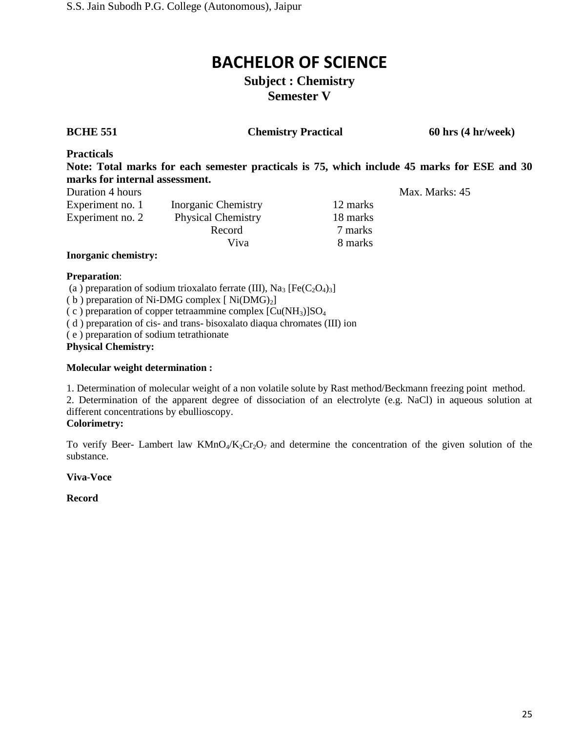# BACHELOR OF SCIENCE

## Subject : Chemistry

## Semester V

**BCHE 551** **Chemistry Practical** **60 hrs (4 hr/week)**

**Practicals**

**Note: Total marks for each semester practicals is 75, which include 45 marks for ESE and 30 marks for internal assessment.**

| Duration 4 hours | | | Max. Marks: 45 |
|---|---|---|---|
| Experiment no. 1 | Inorganic Chemistry | 12 marks | |
| Experiment no. 2 | Physical Chemistry | 18 marks | |
| | Record | 7 marks | |
| | Viva | 8 marks | |

**Inorganic chemistry:**

**Preparation**:

(a ) preparation of sodium trioxalato ferrate (III), $Na_3 [Fe(C_2O_4)_3]$

( b ) preparation of Ni-DMG complex [ $Ni(DMG)_2$]

( c ) preparation of copper tetraammine complex $[Cu(NH_3)]SO_4$

( d ) preparation of cis- and trans- bisoxalato diaqua chromates (III) ion

( e ) preparation of sodium tetrathionate

**Physical Chemistry:**

**Molecular weight determination :**

1. Determination of molecular weight of a non volatile solute by Rast method/Beckmann freezing point method.
2. Determination of the apparent degree of dissociation of an electrolyte (e.g. NaCl) in aqueous solution at different concentrations by ebullioscopy.

**Colorimetry:**

To verify Beer- Lambert law $KMnO_4/K_2Cr_2O_7$ and determine the concentration of the given solution of the substance.

**Viva-Voce**

**Record**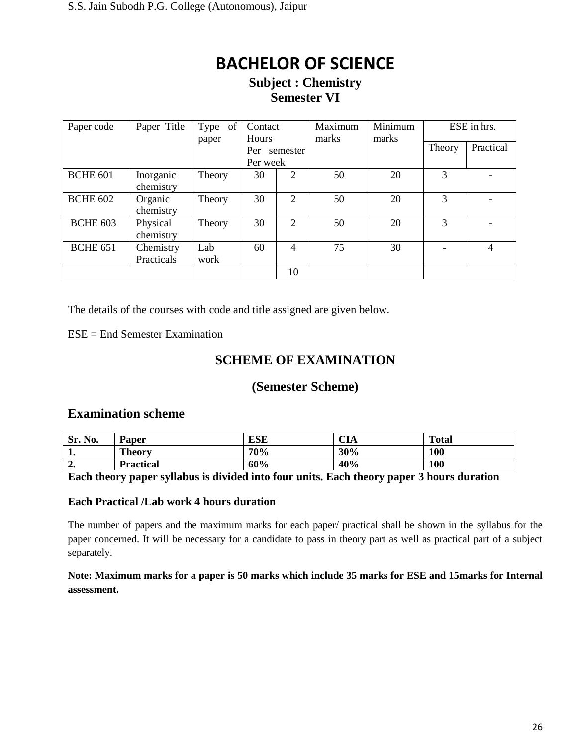# BACHELOR OF SCIENCE

## Subject : Chemistry

## Semester VI

| Paper code | Paper Title | Type of paper | Contact Hours Per semester Per week | | Maximum marks | Minimum marks | ESE in hrs. | |
|---|---|---|---|---|---|---|---|---|
| | | | | | | | Theory | Practical |
| BCHE 601 | Inorganic chemistry | Theory | 30 | 2 | 50 | 20 | 3 | - |
| BCHE 602 | Organic chemistry | Theory | 30 | 2 | 50 | 20 | 3 | - |
| BCHE 603 | Physical chemistry | Theory | 30 | 2 | 50 | 20 | 3 | - |
| BCHE 651 | Chemistry Practicals | Lab work | 60 | 4 | 75 | 30 | - | 4 |
| | | | | 10 | | | | |

The details of the courses with code and title assigned are given below.

ESE = End Semester Examination

## SCHEME OF EXAMINATION

## (Semester Scheme)

## Examination scheme

| Sr. No. | Paper | ESE | CIA | Total |
|---|---|---|---|---|
| 1. | Theory | 70% | 30% | 100 |
| 2. | Practical | 60% | 40% | 100 |

**Each theory paper syllabus is divided into four units. Each theory paper 3 hours duration**

**Each Practical /Lab work 4 hours duration**

The number of papers and the maximum marks for each paper/ practical shall be shown in the syllabus for the paper concerned. It will be necessary for a candidate to pass in theory part as well as practical part of a subject separately.

**Note: Maximum marks for a paper is 50 marks which include 35 marks for ESE and 15marks for Internal assessment.**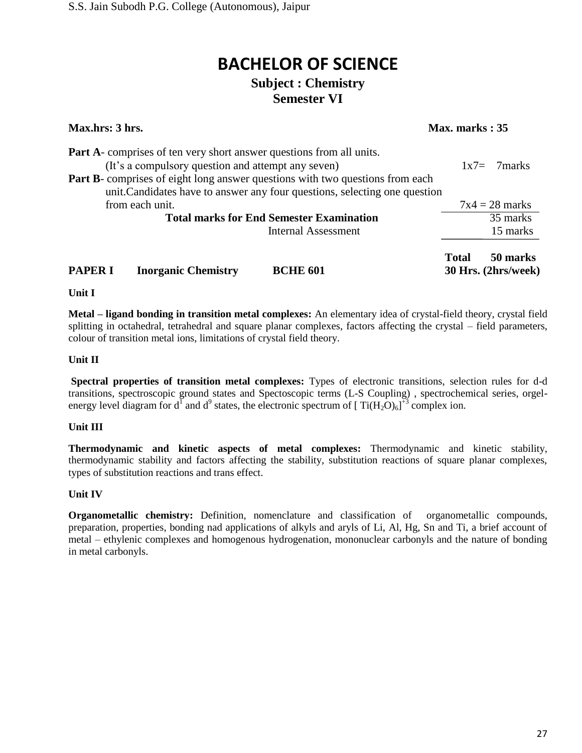# BACHELOR OF SCIENCE

## Subject : Chemistry
## Semester VI

**Max.hrs: 3 hrs.** **Max. marks : 35**

**Part A**- comprises of ten very short answer questions from all units. (It's a compulsory question and attempt any seven) 1x7= 7marks

**Part B**- comprises of eight long answer questions with two questions from each unit.Candidates have to answer any four questions, selecting one question from each unit. 7x4 = 28 marks

**Total marks for End Semester Examination** 35 marks

Internal Assessment 15 marks

**Total 50 marks**

**PAPER I** **Inorganic Chemistry** **BCHE 601** **30 Hrs. (2hrs/week)**

**Unit I**

**Metal – ligand bonding in transition metal complexes:** An elementary idea of crystal-field theory, crystal field splitting in octahedral, tetrahedral and square planar complexes, factors affecting the crystal – field parameters, colour of transition metal ions, limitations of crystal field theory.

**Unit II**

**Spectral properties of transition metal complexes:** Types of electronic transitions, selection rules for d-d transitions, spectroscopic ground states and Spectoscopic terms (L-S Coupling) , spectrochemical series, orgel-energy level diagram for $d^1$ and $d^9$ states, the electronic spectrum of [ $Ti(H_2O)_6]^{+3}$ complex ion.

**Unit III**

**Thermodynamic and kinetic aspects of metal complexes:** Thermodynamic and kinetic stability, thermodynamic stability and factors affecting the stability, substitution reactions of square planar complexes, types of substitution reactions and trans effect.

**Unit IV**

**Organometallic chemistry:** Definition, nomenclature and classification of organometallic compounds, preparation, properties, bonding nad applications of alkyls and aryls of Li, Al, Hg, Sn and Ti, a brief account of metal – ethylenic complexes and homogenous hydrogenation, mononuclear carbonyls and the nature of bonding in metal carbonyls.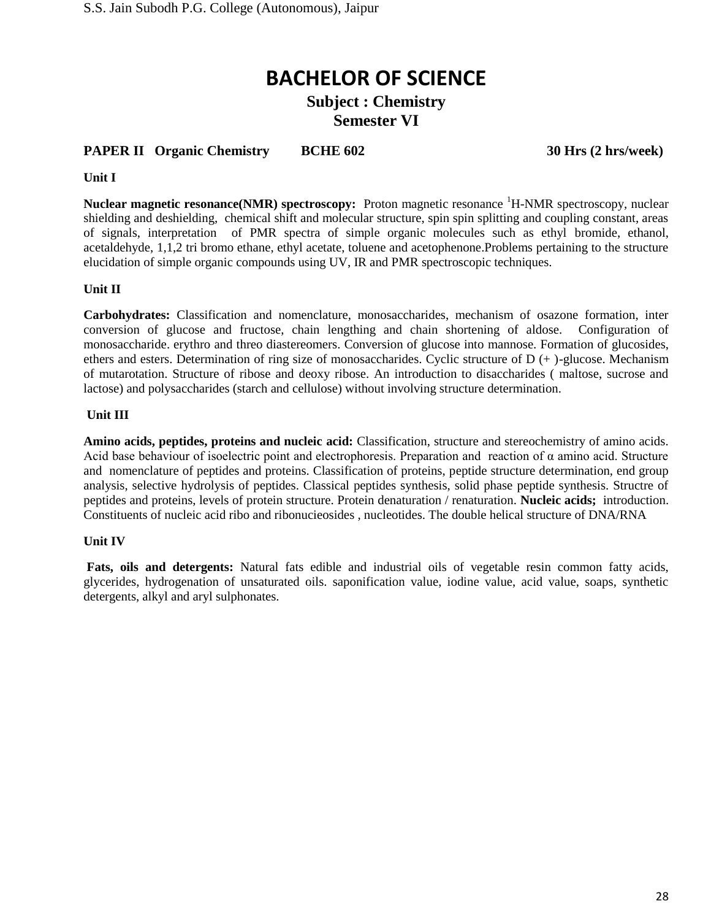# BACHELOR OF SCIENCE

## Subject : Chemistry

## Semester VI

**PAPER II Organic Chemistry BCHE 602 30 Hrs (2 hrs/week)**

**Unit I**

**Nuclear magnetic resonance(NMR) spectroscopy:** Proton magnetic resonance $^{1}$H-NMR spectroscopy, nuclear shielding and deshielding, chemical shift and molecular structure, spin spin splitting and coupling constant, areas of signals, interpretation of PMR spectra of simple organic molecules such as ethyl bromide, ethanol, acetaldehyde, 1,1,2 tri bromo ethane, ethyl acetate, toluene and acetophenone.Problems pertaining to the structure elucidation of simple organic compounds using UV, IR and PMR spectroscopic techniques.

**Unit II**

**Carbohydrates:** Classification and nomenclature, monosaccharides, mechanism of osazone formation, inter conversion of glucose and fructose, chain lengthing and chain shortening of aldose. Configuration of monosaccharide. erythro and threo diastereomers. Conversion of glucose into mannose. Formation of glucosides, ethers and esters. Determination of ring size of monosaccharides. Cyclic structure of D (+ )-glucose. Mechanism of mutarotation. Structure of ribose and deoxy ribose. An introduction to disaccharides ( maltose, sucrose and lactose) and polysaccharides (starch and cellulose) without involving structure determination.

**Unit III**

**Amino acids, peptides, proteins and nucleic acid:** Classification, structure and stereochemistry of amino acids. Acid base behaviour of isoelectric point and electrophoresis. Preparation and reaction of α amino acid. Structure and nomenclature of peptides and proteins. Classification of proteins, peptide structure determination, end group analysis, selective hydrolysis of peptides. Classical peptides synthesis, solid phase peptide synthesis. Structre of peptides and proteins, levels of protein structure. Protein denaturation / renaturation. **Nucleic acids;** introduction. Constituents of nucleic acid ribo and ribonucieosides , nucleotides. The double helical structure of DNA/RNA

**Unit IV**

**Fats, oils and detergents:** Natural fats edible and industrial oils of vegetable resin common fatty acids, glycerides, hydrogenation of unsaturated oils. saponification value, iodine value, acid value, soaps, synthetic detergents, alkyl and aryl sulphonates.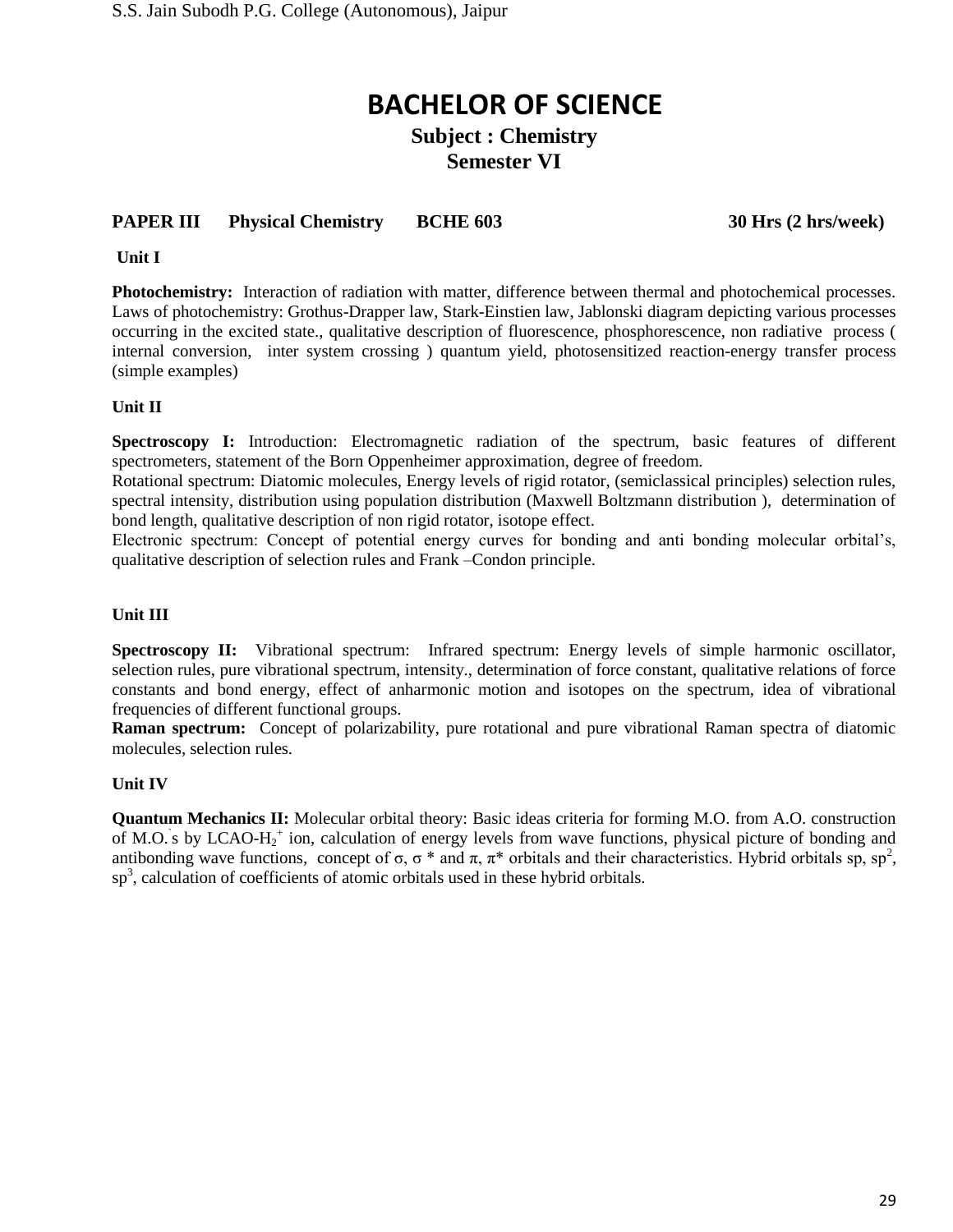# BACHELOR OF SCIENCE

## Subject : Chemistry

## Semester VI

**PAPER III   Physical Chemistry   BCHE 603   30 Hrs (2 hrs/week)**

**Unit I**

**Photochemistry:** Interaction of radiation with matter, difference between thermal and photochemical processes. Laws of photochemistry: Grothus-Drapper law, Stark-Einstien law, Jablonski diagram depicting various processes occurring in the excited state., qualitative description of fluorescence, phosphorescence, non radiative process ( internal conversion, inter system crossing ) quantum yield, photosensitized reaction-energy transfer process (simple examples)

**Unit II**

**Spectroscopy I:** Introduction: Electromagnetic radiation of the spectrum, basic features of different spectrometers, statement of the Born Oppenheimer approximation, degree of freedom.

Rotational spectrum: Diatomic molecules, Energy levels of rigid rotator, (semiclassical principles) selection rules, spectral intensity, distribution using population distribution (Maxwell Boltzmann distribution ), determination of bond length, qualitative description of non rigid rotator, isotope effect.

Electronic spectrum: Concept of potential energy curves for bonding and anti bonding molecular orbital's, qualitative description of selection rules and Frank –Condon principle.

**Unit III**

**Spectroscopy II:** Vibrational spectrum: Infrared spectrum: Energy levels of simple harmonic oscillator, selection rules, pure vibrational spectrum, intensity., determination of force constant, qualitative relations of force constants and bond energy, effect of anharmonic motion and isotopes on the spectrum, idea of vibrational frequencies of different functional groups.

**Raman spectrum:** Concept of polarizability, pure rotational and pure vibrational Raman spectra of diatomic molecules, selection rules.

**Unit IV**

**Quantum Mechanics II:** Molecular orbital theory: Basic ideas criteria for forming M.O. from A.O. construction of M.O.`s by LCAO-$H_2^+$ ion, calculation of energy levels from wave functions, physical picture of bonding and antibonding wave functions, concept of $\sigma$, $\sigma^*$ and $\pi$, $\pi^*$ orbitals and their characteristics. Hybrid orbitals sp, $sp^2$, $sp^3$, calculation of coefficients of atomic orbitals used in these hybrid orbitals.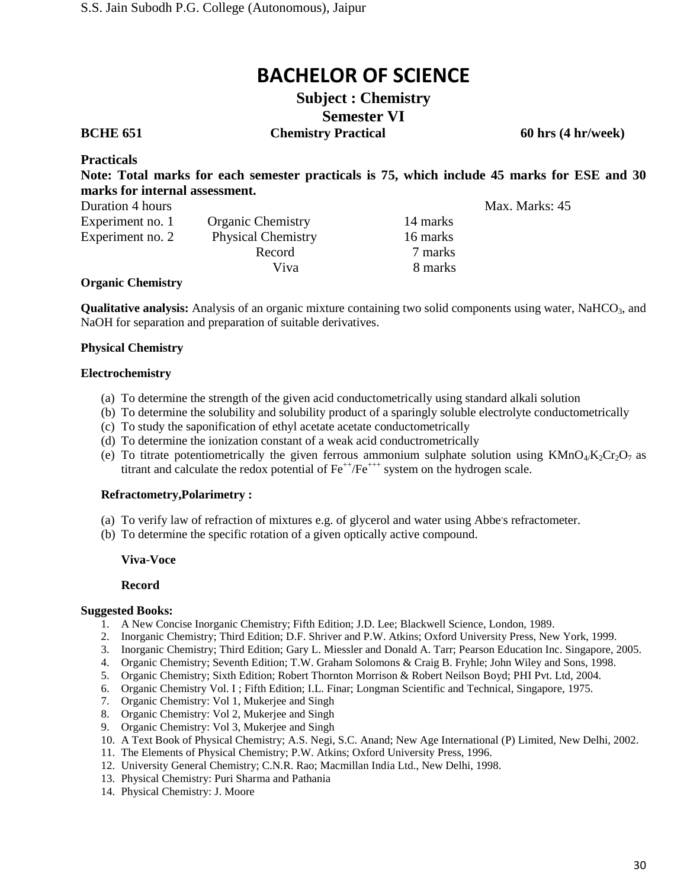# BACHELOR OF SCIENCE

## Subject : Chemistry

## Semester VI

**BCHE 651** **Chemistry Practical** **60 hrs (4 hr/week)**

**Practicals**

**Note: Total marks for each semester practicals is 75, which include 45 marks for ESE and 30 marks for internal assessment.**

| | | | |
|---|---|---|---|
| Duration 4 hours | | | Max. Marks: 45 |
| Experiment no. 1 | Organic Chemistry | 14 marks | |
| Experiment no. 2 | Physical Chemistry | 16 marks | |
| | Record | 7 marks | |
| | Viva | 8 marks | |

**Organic Chemistry**

**Qualitative analysis:** Analysis of an organic mixture containing two solid components using water, $NaHCO_3$, and NaOH for separation and preparation of suitable derivatives.

**Physical Chemistry**

**Electrochemistry**

(a) To determine the strength of the given acid conductometrically using standard alkali solution
(b) To determine the solubility and solubility product of a sparingly soluble electrolyte conductometrically
(c) To study the saponification of ethyl acetate acetate conductometrically
(d) To determine the ionization constant of a weak acid conductrometrically
(e) To titrate potentiometrically the given ferrous ammonium sulphate solution using $KMnO_4$/$K_2Cr_2O_7$ as titrant and calculate the redox potential of $Fe^{++}$/$Fe^{+++}$ system on the hydrogen scale.

**Refractometry,Polarimetry :**

(a) To verify law of refraction of mixtures e.g. of glycerol and water using Abbe's refractometer.
(b) To determine the specific rotation of a given optically active compound.

**Viva-Voce**

**Record**

**Suggested Books:**

1. A New Concise Inorganic Chemistry; Fifth Edition; J.D. Lee; Blackwell Science, London, 1989.
2. Inorganic Chemistry; Third Edition; D.F. Shriver and P.W. Atkins; Oxford University Press, New York, 1999.
3. Inorganic Chemistry; Third Edition; Gary L. Miessler and Donald A. Tarr; Pearson Education Inc. Singapore, 2005.
4. Organic Chemistry; Seventh Edition; T.W. Graham Solomons & Craig B. Fryhle; John Wiley and Sons, 1998.
5. Organic Chemistry; Sixth Edition; Robert Thornton Morrison & Robert Neilson Boyd; PHI Pvt. Ltd, 2004.
6. Organic Chemistry Vol. I ; Fifth Edition; I.L. Finar; Longman Scientific and Technical, Singapore, 1975.
7. Organic Chemistry: Vol 1, Mukerjee and Singh
8. Organic Chemistry: Vol 2, Mukerjee and Singh
9. Organic Chemistry: Vol 3, Mukerjee and Singh
10. A Text Book of Physical Chemistry; A.S. Negi, S.C. Anand; New Age International (P) Limited, New Delhi, 2002.
11. The Elements of Physical Chemistry; P.W. Atkins; Oxford University Press, 1996.
12. University General Chemistry; C.N.R. Rao; Macmillan India Ltd., New Delhi, 1998.
13. Physical Chemistry: Puri Sharma and Pathania
14. Physical Chemistry: J. Moore